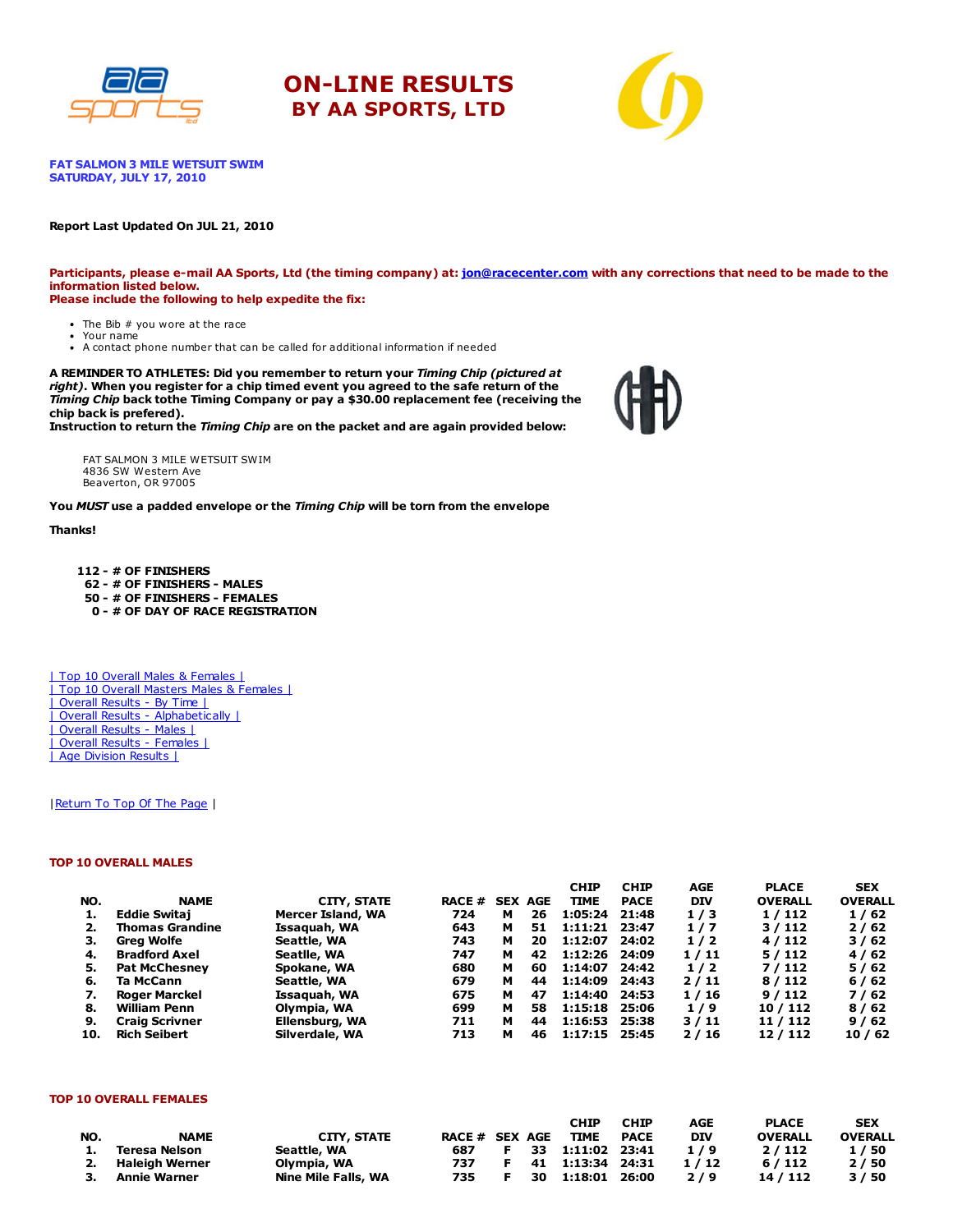# ON-LINE RESULTS
## BY AA SPORTS, LTD

**FAT SALMON 3 MILE WETSUIT SWIM**
**SATURDAY, JULY 17, 2010**

**Report Last Updated On JUL 21, 2010**

**Participants, please e-mail AA Sports, Ltd (the timing company) at: jon@racecenter.com with any corrections that need to be made to the information listed below.**
**Please include the following to help expedite the fix:**

- The Bib # you wore at the race
- Your name
- A contact phone number that can be called for additional information if needed

**A REMINDER TO ATHLETES: Did you remember to return your *Timing Chip (pictured at right)*. When you register for a chip timed event you agreed to the safe return of the *Timing Chip* back tothe Timing Company or pay a $30.00 replacement fee (receiving the chip back is prefered).**
**Instruction to return the *Timing Chip* are on the packet and are again provided below:**

FAT SALMON 3 MILE WETSUIT SWIM
4836 SW Western Ave
Beaverton, OR 97005

**You *MUST* use a padded envelope or the *Timing Chip* will be torn from the envelope**

**Thanks!**

**112 - # OF FINISHERS**
**62 - # OF FINISHERS - MALES**
**50 - # OF FINISHERS - FEMALES**
**0 - # OF DAY OF RACE REGISTRATION**

| Top 10 Overall Males & Females |
| Top 10 Overall Masters Males & Females |
| Overall Results - By Time |
| Overall Results - Alphabetically |
| Overall Results - Males |
| Overall Results - Females |
| Age Division Results |

|Return To Top Of The Page |

### TOP 10 OVERALL MALES

| NO. | NAME | CITY, STATE | RACE # | SEX | AGE | CHIP TIME | CHIP PACE | AGE DIV | PLACE OVERALL | SEX OVERALL |
|---|---|---|---|---|---|---|---|---|---|---|
| 1. | Eddie Switaj | Mercer Island, WA | 724 | M | 26 | 1:05:24 | 21:48 | 1 / 3 | 1 / 112 | 1 / 62 |
| 2. | Thomas Grandine | Issaquah, WA | 643 | M | 51 | 1:11:21 | 23:47 | 1 / 7 | 3 / 112 | 2 / 62 |
| 3. | Greg Wolfe | Seattle, WA | 743 | M | 20 | 1:12:07 | 24:02 | 1 / 2 | 4 / 112 | 3 / 62 |
| 4. | Bradford Axel | Seatlle, WA | 747 | M | 42 | 1:12:26 | 24:09 | 1 / 11 | 5 / 112 | 4 / 62 |
| 5. | Pat McChesney | Spokane, WA | 680 | M | 60 | 1:14:07 | 24:42 | 1 / 2 | 7 / 112 | 5 / 62 |
| 6. | Ta McCann | Seattle, WA | 679 | M | 44 | 1:14:09 | 24:43 | 2 / 11 | 8 / 112 | 6 / 62 |
| 7. | Roger Marckel | Issaquah, WA | 675 | M | 47 | 1:14:40 | 24:53 | 1 / 16 | 9 / 112 | 7 / 62 |
| 8. | William Penn | Olympia, WA | 699 | M | 58 | 1:15:18 | 25:06 | 1 / 9 | 10 / 112 | 8 / 62 |
| 9. | Craig Scrivner | Ellensburg, WA | 711 | M | 44 | 1:16:53 | 25:38 | 3 / 11 | 11 / 112 | 9 / 62 |
| 10. | Rich Seibert | Silverdale, WA | 713 | M | 46 | 1:17:15 | 25:45 | 2 / 16 | 12 / 112 | 10 / 62 |

### TOP 10 OVERALL FEMALES

| NO. | NAME | CITY, STATE | RACE # | SEX | AGE | CHIP TIME | CHIP PACE | AGE DIV | PLACE OVERALL | SEX OVERALL |
|---|---|---|---|---|---|---|---|---|---|---|
| 1. | Teresa Nelson | Seattle, WA | 687 | F | 33 | 1:11:02 | 23:41 | 1 / 9 | 2 / 112 | 1 / 50 |
| 2. | Haleigh Werner | Olympia, WA | 737 | F | 41 | 1:13:34 | 24:31 | 1 / 12 | 6 / 112 | 2 / 50 |
| 3. | Annie Warner | Nine Mile Falls, WA | 735 | F | 30 | 1:18:01 | 26:00 | 2 / 9 | 14 / 112 | 3 / 50 |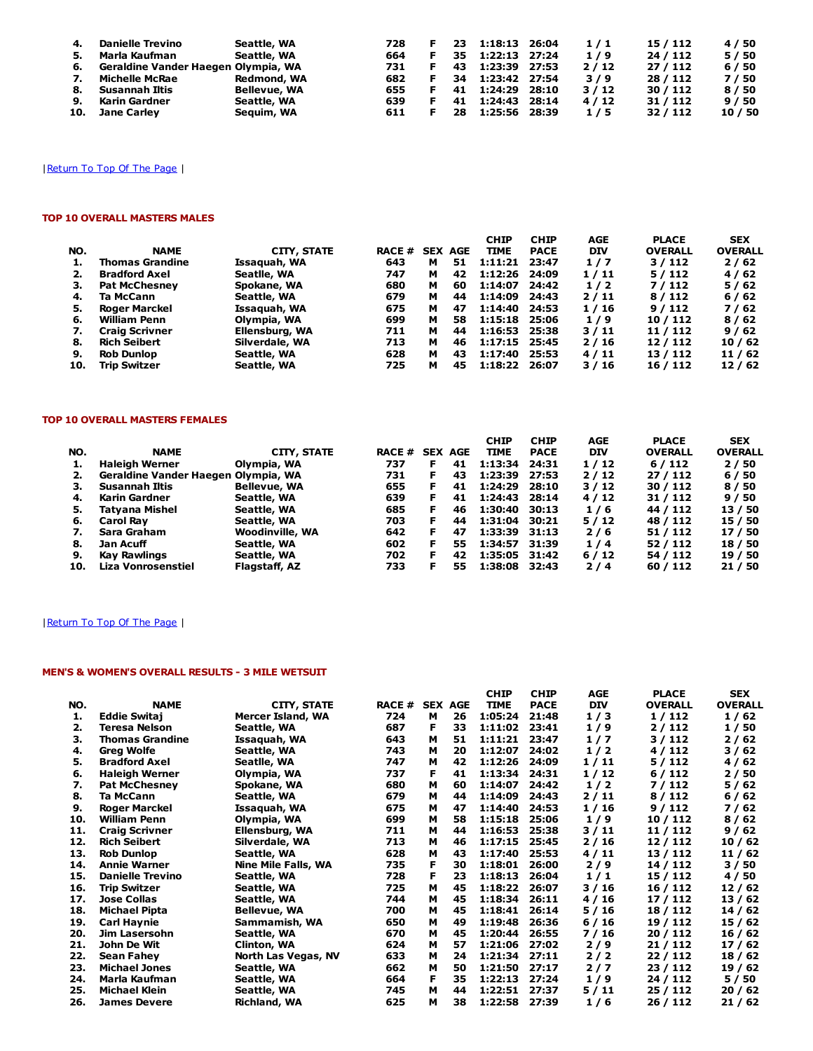| NO. | NAME | CITY, STATE | RACE # | SEX | AGE | CHIP TIME | CHIP PACE | AGE DIV | PLACE OVERALL | SEX OVERALL |
|---|---|---|---|---|---|---|---|---|---|---|
| 4. | Danielle Trevino | Seattle, WA | 728 | F | 23 | 1:18:13 | 26:04 | 1 / 1 | 15 / 112 | 4 / 50 |
| 5. | Marla Kaufman | Seattle, WA | 664 | F | 35 | 1:22:13 | 27:24 | 1 / 9 | 24 / 112 | 5 / 50 |
| 6. | Geraldine Vander Haegen | Olympia, WA | 731 | F | 43 | 1:23:39 | 27:53 | 2 / 12 | 27 / 112 | 6 / 50 |
| 7. | Michelle McRae | Redmond, WA | 682 | F | 34 | 1:23:42 | 27:54 | 3 / 9 | 28 / 112 | 7 / 50 |
| 8. | Susannah Iltis | Bellevue, WA | 655 | F | 41 | 1:24:29 | 28:10 | 3 / 12 | 30 / 112 | 8 / 50 |
| 9. | Karin Gardner | Seattle, WA | 639 | F | 41 | 1:24:43 | 28:14 | 4 / 12 | 31 / 112 | 9 / 50 |
| 10. | Jane Carley | Sequim, WA | 611 | F | 28 | 1:25:56 | 28:39 | 1 / 5 | 32 / 112 | 10 / 50 |

| Return To Top Of The Page |

### TOP 10 OVERALL MASTERS MALES

| NO. | NAME | CITY, STATE | RACE # | SEX | AGE | CHIP TIME | CHIP PACE | AGE DIV | PLACE OVERALL | SEX OVERALL |
|---|---|---|---|---|---|---|---|---|---|---|
| 1. | Thomas Grandine | Issaquah, WA | 643 | M | 51 | 1:11:21 | 23:47 | 1 / 7 | 3 / 112 | 2 / 62 |
| 2. | Bradford Axel | Seatlle, WA | 747 | M | 42 | 1:12:26 | 24:09 | 1 / 11 | 5 / 112 | 4 / 62 |
| 3. | Pat McChesney | Spokane, WA | 680 | M | 60 | 1:14:07 | 24:42 | 1 / 2 | 7 / 112 | 5 / 62 |
| 4. | Ta McCann | Seattle, WA | 679 | M | 44 | 1:14:09 | 24:43 | 2 / 11 | 8 / 112 | 6 / 62 |
| 5. | Roger Marckel | Issaquah, WA | 675 | M | 47 | 1:14:40 | 24:53 | 1 / 16 | 9 / 112 | 7 / 62 |
| 6. | William Penn | Olympia, WA | 699 | M | 58 | 1:15:18 | 25:06 | 1 / 9 | 10 / 112 | 8 / 62 |
| 7. | Craig Scrivner | Ellensburg, WA | 711 | M | 44 | 1:16:53 | 25:38 | 3 / 11 | 11 / 112 | 9 / 62 |
| 8. | Rich Seibert | Silverdale, WA | 713 | M | 46 | 1:17:15 | 25:45 | 2 / 16 | 12 / 112 | 10 / 62 |
| 9. | Rob Dunlop | Seattle, WA | 628 | M | 43 | 1:17:40 | 25:53 | 4 / 11 | 13 / 112 | 11 / 62 |
| 10. | Trip Switzer | Seattle, WA | 725 | M | 45 | 1:18:22 | 26:07 | 3 / 16 | 16 / 112 | 12 / 62 |

### TOP 10 OVERALL MASTERS FEMALES

| NO. | NAME | CITY, STATE | RACE # | SEX | AGE | CHIP TIME | CHIP PACE | AGE DIV | PLACE OVERALL | SEX OVERALL |
|---|---|---|---|---|---|---|---|---|---|---|
| 1. | Haleigh Werner | Olympia, WA | 737 | F | 41 | 1:13:34 | 24:31 | 1 / 12 | 6 / 112 | 2 / 50 |
| 2. | Geraldine Vander Haegen | Olympia, WA | 731 | F | 43 | 1:23:39 | 27:53 | 2 / 12 | 27 / 112 | 6 / 50 |
| 3. | Susannah Iltis | Bellevue, WA | 655 | F | 41 | 1:24:29 | 28:10 | 3 / 12 | 30 / 112 | 8 / 50 |
| 4. | Karin Gardner | Seattle, WA | 639 | F | 41 | 1:24:43 | 28:14 | 4 / 12 | 31 / 112 | 9 / 50 |
| 5. | Tatyana Mishel | Seattle, WA | 685 | F | 46 | 1:30:40 | 30:13 | 1 / 6 | 44 / 112 | 13 / 50 |
| 6. | Carol Ray | Seattle, WA | 703 | F | 44 | 1:31:04 | 30:21 | 5 / 12 | 48 / 112 | 15 / 50 |
| 7. | Sara Graham | Woodinville, WA | 642 | F | 47 | 1:33:39 | 31:13 | 2 / 6 | 51 / 112 | 17 / 50 |
| 8. | Jan Acuff | Seattle, WA | 602 | F | 55 | 1:34:57 | 31:39 | 1 / 4 | 52 / 112 | 18 / 50 |
| 9. | Kay Rawlings | Seattle, WA | 702 | F | 42 | 1:35:05 | 31:42 | 6 / 12 | 54 / 112 | 19 / 50 |
| 10. | Liza Vonrosenstiel | Flagstaff, AZ | 733 | F | 55 | 1:38:08 | 32:43 | 2 / 4 | 60 / 112 | 21 / 50 |

| Return To Top Of The Page |

### MEN'S & WOMEN'S OVERALL RESULTS - 3 MILE WETSUIT

| NO. | NAME | CITY, STATE | RACE # | SEX | AGE | CHIP TIME | CHIP PACE | AGE DIV | PLACE OVERALL | SEX OVERALL |
|---|---|---|---|---|---|---|---|---|---|---|
| 1. | Eddie Switaj | Mercer Island, WA | 724 | M | 26 | 1:05:24 | 21:48 | 1 / 3 | 1 / 112 | 1 / 62 |
| 2. | Teresa Nelson | Seattle, WA | 687 | F | 33 | 1:11:02 | 23:41 | 1 / 9 | 2 / 112 | 1 / 50 |
| 3. | Thomas Grandine | Issaquah, WA | 643 | M | 51 | 1:11:21 | 23:47 | 1 / 7 | 3 / 112 | 2 / 62 |
| 4. | Greg Wolfe | Seattle, WA | 743 | M | 20 | 1:12:07 | 24:02 | 1 / 2 | 4 / 112 | 3 / 62 |
| 5. | Bradford Axel | Seatlle, WA | 747 | M | 42 | 1:12:26 | 24:09 | 1 / 11 | 5 / 112 | 4 / 62 |
| 6. | Haleigh Werner | Olympia, WA | 737 | F | 41 | 1:13:34 | 24:31 | 1 / 12 | 6 / 112 | 2 / 50 |
| 7. | Pat McChesney | Spokane, WA | 680 | M | 60 | 1:14:07 | 24:42 | 1 / 2 | 7 / 112 | 5 / 62 |
| 8. | Ta McCann | Seattle, WA | 679 | M | 44 | 1:14:09 | 24:43 | 2 / 11 | 8 / 112 | 6 / 62 |
| 9. | Roger Marckel | Issaquah, WA | 675 | M | 47 | 1:14:40 | 24:53 | 1 / 16 | 9 / 112 | 7 / 62 |
| 10. | William Penn | Olympia, WA | 699 | M | 58 | 1:15:18 | 25:06 | 1 / 9 | 10 / 112 | 8 / 62 |
| 11. | Craig Scrivner | Ellensburg, WA | 711 | M | 44 | 1:16:53 | 25:38 | 3 / 11 | 11 / 112 | 9 / 62 |
| 12. | Rich Seibert | Silverdale, WA | 713 | M | 46 | 1:17:15 | 25:45 | 2 / 16 | 12 / 112 | 10 / 62 |
| 13. | Rob Dunlop | Seattle, WA | 628 | M | 43 | 1:17:40 | 25:53 | 4 / 11 | 13 / 112 | 11 / 62 |
| 14. | Annie Warner | Nine Mile Falls, WA | 735 | F | 30 | 1:18:01 | 26:00 | 2 / 9 | 14 / 112 | 3 / 50 |
| 15. | Danielle Trevino | Seattle, WA | 728 | F | 23 | 1:18:13 | 26:04 | 1 / 1 | 15 / 112 | 4 / 50 |
| 16. | Trip Switzer | Seattle, WA | 725 | M | 45 | 1:18:22 | 26:07 | 3 / 16 | 16 / 112 | 12 / 62 |
| 17. | Jose Collas | Seattle, WA | 744 | M | 45 | 1:18:34 | 26:11 | 4 / 16 | 17 / 112 | 13 / 62 |
| 18. | Michael Pipta | Bellevue, WA | 700 | M | 45 | 1:18:41 | 26:14 | 5 / 16 | 18 / 112 | 14 / 62 |
| 19. | Carl Haynie | Sammamish, WA | 650 | M | 49 | 1:19:48 | 26:36 | 6 / 16 | 19 / 112 | 15 / 62 |
| 20. | Jim Lasersohn | Seattle, WA | 670 | M | 45 | 1:20:44 | 26:55 | 7 / 16 | 20 / 112 | 16 / 62 |
| 21. | John De Wit | Clinton, WA | 624 | M | 57 | 1:21:06 | 27:02 | 2 / 9 | 21 / 112 | 17 / 62 |
| 22. | Sean Fahey | North Las Vegas, NV | 633 | M | 24 | 1:21:34 | 27:11 | 2 / 2 | 22 / 112 | 18 / 62 |
| 23. | Michael Jones | Seattle, WA | 662 | M | 50 | 1:21:50 | 27:17 | 2 / 7 | 23 / 112 | 19 / 62 |
| 24. | Marla Kaufman | Seattle, WA | 664 | F | 35 | 1:22:13 | 27:24 | 1 / 9 | 24 / 112 | 5 / 50 |
| 25. | Michael Klein | Seattle, WA | 745 | M | 44 | 1:22:51 | 27:37 | 5 / 11 | 25 / 112 | 20 / 62 |
| 26. | James Devere | Richland, WA | 625 | M | 38 | 1:22:58 | 27:39 | 1 / 6 | 26 / 112 | 21 / 62 |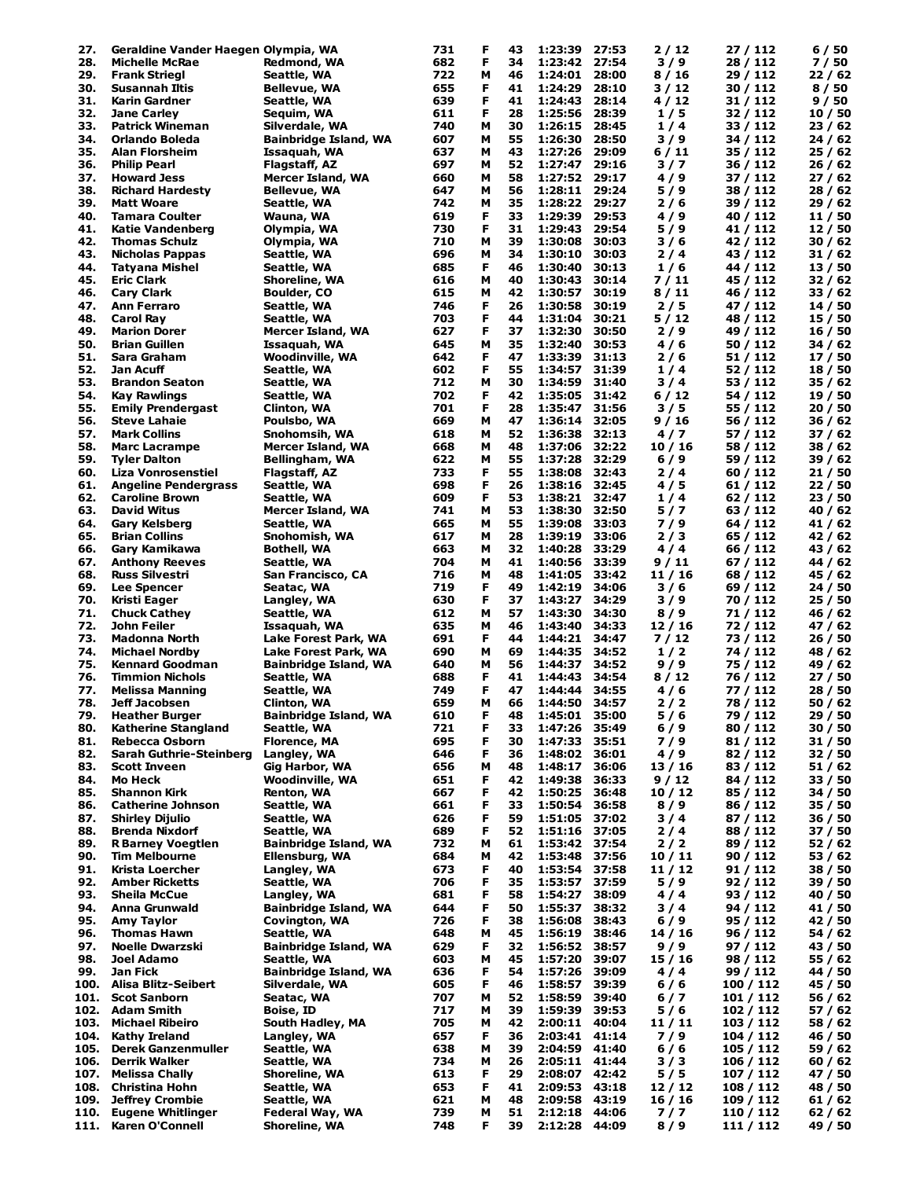| | | | | | | | | | | |
|---|---|---|---|---|---|---|---|---|---|---|
| 27. | Geraldine Vander Haegen | Olympia, WA | 731 | F | 43 | 1:23:39 | 27:53 | 2 / 12 | 27 / 112 | 6 / 50 |
| 28. | Michelle McRae | Redmond, WA | 682 | F | 34 | 1:23:42 | 27:54 | 3 / 9 | 28 / 112 | 7 / 50 |
| 29. | Frank Striegl | Seattle, WA | 722 | M | 46 | 1:24:01 | 28:00 | 8 / 16 | 29 / 112 | 22 / 62 |
| 30. | Susannah Iltis | Bellevue, WA | 655 | F | 41 | 1:24:29 | 28:10 | 3 / 12 | 30 / 112 | 8 / 50 |
| 31. | Karin Gardner | Seattle, WA | 639 | F | 41 | 1:24:43 | 28:14 | 4 / 12 | 31 / 112 | 9 / 50 |
| 32. | Jane Carley | Sequim, WA | 611 | F | 28 | 1:25:56 | 28:39 | 1 / 5 | 32 / 112 | 10 / 50 |
| 33. | Patrick Wineman | Silverdale, WA | 740 | M | 30 | 1:26:15 | 28:45 | 1 / 4 | 33 / 112 | 23 / 62 |
| 34. | Orlando Boleda | Bainbridge Island, WA | 607 | M | 55 | 1:26:30 | 28:50 | 3 / 9 | 34 / 112 | 24 / 62 |
| 35. | Alan Florsheim | Issaquah, WA | 637 | M | 43 | 1:27:26 | 29:09 | 6 / 11 | 35 / 112 | 25 / 62 |
| 36. | Philip Pearl | Flagstaff, AZ | 697 | M | 52 | 1:27:47 | 29:16 | 3 / 7 | 36 / 112 | 26 / 62 |
| 37. | Howard Jess | Mercer Island, WA | 660 | M | 58 | 1:27:52 | 29:17 | 4 / 9 | 37 / 112 | 27 / 62 |
| 38. | Richard Hardesty | Bellevue, WA | 647 | M | 56 | 1:28:11 | 29:24 | 5 / 9 | 38 / 112 | 28 / 62 |
| 39. | Matt Woare | Seattle, WA | 742 | M | 35 | 1:28:22 | 29:27 | 2 / 6 | 39 / 112 | 29 / 62 |
| 40. | Tamara Coulter | Wauna, WA | 619 | F | 33 | 1:29:39 | 29:53 | 4 / 9 | 40 / 112 | 11 / 50 |
| 41. | Katie Vandenberg | Olympia, WA | 730 | F | 31 | 1:29:43 | 29:54 | 5 / 9 | 41 / 112 | 12 / 50 |
| 42. | Thomas Schulz | Olympia, WA | 710 | M | 39 | 1:30:08 | 30:03 | 3 / 6 | 42 / 112 | 30 / 62 |
| 43. | Nicholas Pappas | Seattle, WA | 696 | M | 34 | 1:30:10 | 30:03 | 2 / 4 | 43 / 112 | 31 / 62 |
| 44. | Tatyana Mishel | Seattle, WA | 685 | F | 46 | 1:30:40 | 30:13 | 1 / 6 | 44 / 112 | 13 / 50 |
| 45. | Eric Clark | Shoreline, WA | 616 | M | 40 | 1:30:43 | 30:14 | 7 / 11 | 45 / 112 | 32 / 62 |
| 46. | Cary Clark | Boulder, CO | 615 | M | 42 | 1:30:57 | 30:19 | 8 / 11 | 46 / 112 | 33 / 62 |
| 47. | Ann Ferraro | Seattle, WA | 746 | F | 26 | 1:30:58 | 30:19 | 2 / 5 | 47 / 112 | 14 / 50 |
| 48. | Carol Ray | Seattle, WA | 703 | F | 44 | 1:31:04 | 30:21 | 5 / 12 | 48 / 112 | 15 / 50 |
| 49. | Marion Dorer | Mercer Island, WA | 627 | F | 37 | 1:32:30 | 30:50 | 2 / 9 | 49 / 112 | 16 / 50 |
| 50. | Brian Guillen | Issaquah, WA | 645 | M | 35 | 1:32:40 | 30:53 | 4 / 6 | 50 / 112 | 34 / 62 |
| 51. | Sara Graham | Woodinville, WA | 642 | F | 47 | 1:33:39 | 31:13 | 2 / 6 | 51 / 112 | 17 / 50 |
| 52. | Jan Acuff | Seattle, WA | 602 | F | 55 | 1:34:57 | 31:39 | 1 / 4 | 52 / 112 | 18 / 50 |
| 53. | Brandon Seaton | Seattle, WA | 712 | M | 30 | 1:34:59 | 31:40 | 3 / 4 | 53 / 112 | 35 / 62 |
| 54. | Kay Rawlings | Seattle, WA | 702 | F | 42 | 1:35:05 | 31:42 | 6 / 12 | 54 / 112 | 19 / 50 |
| 55. | Emily Prendergast | Clinton, WA | 701 | F | 28 | 1:35:47 | 31:56 | 3 / 5 | 55 / 112 | 20 / 50 |
| 56. | Steve Lahaie | Poulsbo, WA | 669 | M | 47 | 1:36:14 | 32:05 | 9 / 16 | 56 / 112 | 36 / 62 |
| 57. | Mark Collins | Snohomsih, WA | 618 | M | 52 | 1:36:38 | 32:13 | 4 / 7 | 57 / 112 | 37 / 62 |
| 58. | Marc Lacrampe | Mercer Island, WA | 668 | M | 48 | 1:37:06 | 32:22 | 10 / 16 | 58 / 112 | 38 / 62 |
| 59. | Tyler Dalton | Bellingham, WA | 622 | M | 55 | 1:37:28 | 32:29 | 6 / 9 | 59 / 112 | 39 / 62 |
| 60. | Liza Vonrosenstiel | Flagstaff, AZ | 733 | F | 55 | 1:38:08 | 32:43 | 2 / 4 | 60 / 112 | 21 / 50 |
| 61. | Angeline Pendergrass | Seattle, WA | 698 | F | 26 | 1:38:16 | 32:45 | 4 / 5 | 61 / 112 | 22 / 50 |
| 62. | Caroline Brown | Seattle, WA | 609 | F | 53 | 1:38:21 | 32:47 | 1 / 4 | 62 / 112 | 23 / 50 |
| 63. | David Witus | Mercer Island, WA | 741 | M | 53 | 1:38:30 | 32:50 | 5 / 7 | 63 / 112 | 40 / 62 |
| 64. | Gary Kelsberg | Seattle, WA | 665 | M | 55 | 1:39:08 | 33:03 | 7 / 9 | 64 / 112 | 41 / 62 |
| 65. | Brian Collins | Snohomish, WA | 617 | M | 28 | 1:39:19 | 33:06 | 2 / 3 | 65 / 112 | 42 / 62 |
| 66. | Gary Kamikawa | Bothell, WA | 663 | M | 32 | 1:40:28 | 33:29 | 4 / 4 | 66 / 112 | 43 / 62 |
| 67. | Anthony Reeves | Seattle, WA | 704 | M | 41 | 1:40:56 | 33:39 | 9 / 11 | 67 / 112 | 44 / 62 |
| 68. | Russ Silvestri | San Francisco, CA | 716 | M | 48 | 1:41:05 | 33:42 | 11 / 16 | 68 / 112 | 45 / 62 |
| 69. | Lee Spencer | Seatac, WA | 719 | F | 49 | 1:42:19 | 34:06 | 3 / 6 | 69 / 112 | 24 / 50 |
| 70. | Kristi Eager | Langley, WA | 630 | F | 37 | 1:43:27 | 34:29 | 3 / 9 | 70 / 112 | 25 / 50 |
| 71. | Chuck Cathey | Seattle, WA | 612 | M | 57 | 1:43:30 | 34:30 | 8 / 9 | 71 / 112 | 46 / 62 |
| 72. | John Feiler | Issaquah, WA | 635 | M | 46 | 1:43:40 | 34:33 | 12 / 16 | 72 / 112 | 47 / 62 |
| 73. | Madonna North | Lake Forest Park, WA | 691 | F | 44 | 1:44:21 | 34:47 | 7 / 12 | 73 / 112 | 26 / 50 |
| 74. | Michael Nordby | Lake Forest Park, WA | 690 | M | 69 | 1:44:35 | 34:52 | 1 / 2 | 74 / 112 | 48 / 62 |
| 75. | Kennard Goodman | Bainbridge Island, WA | 640 | M | 56 | 1:44:37 | 34:52 | 9 / 9 | 75 / 112 | 49 / 62 |
| 76. | Timmion Nichols | Seattle, WA | 688 | F | 41 | 1:44:43 | 34:54 | 8 / 12 | 76 / 112 | 27 / 50 |
| 77. | Melissa Manning | Seattle, WA | 749 | F | 47 | 1:44:44 | 34:55 | 4 / 6 | 77 / 112 | 28 / 50 |
| 78. | Jeff Jacobsen | Clinton, WA | 659 | M | 66 | 1:44:50 | 34:57 | 2 / 2 | 78 / 112 | 50 / 62 |
| 79. | Heather Burger | Bainbridge Island, WA | 610 | F | 48 | 1:45:01 | 35:00 | 5 / 6 | 79 / 112 | 29 / 50 |
| 80. | Katherine Stangland | Seattle, WA | 721 | F | 33 | 1:47:26 | 35:49 | 6 / 9 | 80 / 112 | 30 / 50 |
| 81. | Rebecca Osborn | Florence, MA | 695 | F | 30 | 1:47:33 | 35:51 | 7 / 9 | 81 / 112 | 31 / 50 |
| 82. | Sarah Guthrie-Steinberg | Langley, WA | 646 | F | 36 | 1:48:02 | 36:01 | 4 / 9 | 82 / 112 | 32 / 50 |
| 83. | Scott Inveen | Gig Harbor, WA | 656 | M | 48 | 1:48:17 | 36:06 | 13 / 16 | 83 / 112 | 51 / 62 |
| 84. | Mo Heck | Woodinville, WA | 651 | F | 42 | 1:49:38 | 36:33 | 9 / 12 | 84 / 112 | 33 / 50 |
| 85. | Shannon Kirk | Renton, WA | 667 | F | 42 | 1:50:25 | 36:48 | 10 / 12 | 85 / 112 | 34 / 50 |
| 86. | Catherine Johnson | Seattle, WA | 661 | F | 33 | 1:50:54 | 36:58 | 8 / 9 | 86 / 112 | 35 / 50 |
| 87. | Shirley Dijulio | Seattle, WA | 626 | F | 59 | 1:51:05 | 37:02 | 3 / 4 | 87 / 112 | 36 / 50 |
| 88. | Brenda Nixdorf | Seattle, WA | 689 | F | 52 | 1:51:16 | 37:05 | 2 / 4 | 88 / 112 | 37 / 50 |
| 89. | R Barney Voegtlen | Bainbridge Island, WA | 732 | M | 61 | 1:53:42 | 37:54 | 2 / 2 | 89 / 112 | 52 / 62 |
| 90. | Tim Melbourne | Ellensburg, WA | 684 | M | 42 | 1:53:48 | 37:56 | 10 / 11 | 90 / 112 | 53 / 62 |
| 91. | Krista Loercher | Langley, WA | 673 | F | 40 | 1:53:54 | 37:58 | 11 / 12 | 91 / 112 | 38 / 50 |
| 92. | Amber Ricketts | Seattle, WA | 706 | F | 35 | 1:53:57 | 37:59 | 5 / 9 | 92 / 112 | 39 / 50 |
| 93. | Sheila McCue | Langley, WA | 681 | F | 58 | 1:54:27 | 38:09 | 4 / 4 | 93 / 112 | 40 / 50 |
| 94. | Anna Grunwald | Bainbridge Island, WA | 644 | F | 50 | 1:55:37 | 38:32 | 3 / 4 | 94 / 112 | 41 / 50 |
| 95. | Amy Taylor | Covington, WA | 726 | F | 38 | 1:56:08 | 38:43 | 6 / 9 | 95 / 112 | 42 / 50 |
| 96. | Thomas Hawn | Seattle, WA | 648 | M | 45 | 1:56:19 | 38:46 | 14 / 16 | 96 / 112 | 54 / 62 |
| 97. | Noelle Dwarzski | Bainbridge Island, WA | 629 | F | 32 | 1:56:52 | 38:57 | 9 / 9 | 97 / 112 | 43 / 50 |
| 98. | Joel Adamo | Seattle, WA | 603 | M | 45 | 1:57:20 | 39:07 | 15 / 16 | 98 / 112 | 55 / 62 |
| 99. | Jan Fick | Bainbridge Island, WA | 636 | F | 54 | 1:57:26 | 39:09 | 4 / 4 | 99 / 112 | 44 / 50 |
| 100. | Alisa Blitz-Seibert | Silverdale, WA | 605 | F | 46 | 1:58:57 | 39:39 | 6 / 6 | 100 / 112 | 45 / 50 |
| 101. | Scot Sanborn | Seatac, WA | 707 | M | 52 | 1:58:59 | 39:40 | 6 / 7 | 101 / 112 | 56 / 62 |
| 102. | Adam Smith | Boise, ID | 717 | M | 39 | 1:59:39 | 39:53 | 5 / 6 | 102 / 112 | 57 / 62 |
| 103. | Michael Ribeiro | South Hadley, MA | 705 | M | 42 | 2:00:11 | 40:04 | 11 / 11 | 103 / 112 | 58 / 62 |
| 104. | Kathy Ireland | Langley, WA | 657 | F | 36 | 2:03:41 | 41:14 | 7 / 9 | 104 / 112 | 46 / 50 |
| 105. | Derek Ganzenmuller | Seattle, WA | 638 | M | 39 | 2:04:59 | 41:40 | 6 / 6 | 105 / 112 | 59 / 62 |
| 106. | Derrik Walker | Seattle, WA | 734 | M | 26 | 2:05:11 | 41:44 | 3 / 3 | 106 / 112 | 60 / 62 |
| 107. | Melissa Chally | Shoreline, WA | 613 | F | 29 | 2:08:07 | 42:42 | 5 / 5 | 107 / 112 | 47 / 50 |
| 108. | Christina Hohn | Seattle, WA | 653 | F | 41 | 2:09:53 | 43:18 | 12 / 12 | 108 / 112 | 48 / 50 |
| 109. | Jeffrey Crombie | Seattle, WA | 621 | M | 48 | 2:09:58 | 43:19 | 16 / 16 | 109 / 112 | 61 / 62 |
| 110. | Eugene Whitlinger | Federal Way, WA | 739 | M | 51 | 2:12:18 | 44:06 | 7 / 7 | 110 / 112 | 62 / 62 |
| 111. | Karen O'Connell | Shoreline, WA | 748 | F | 39 | 2:12:28 | 44:09 | 8 / 9 | 111 / 112 | 49 / 50 |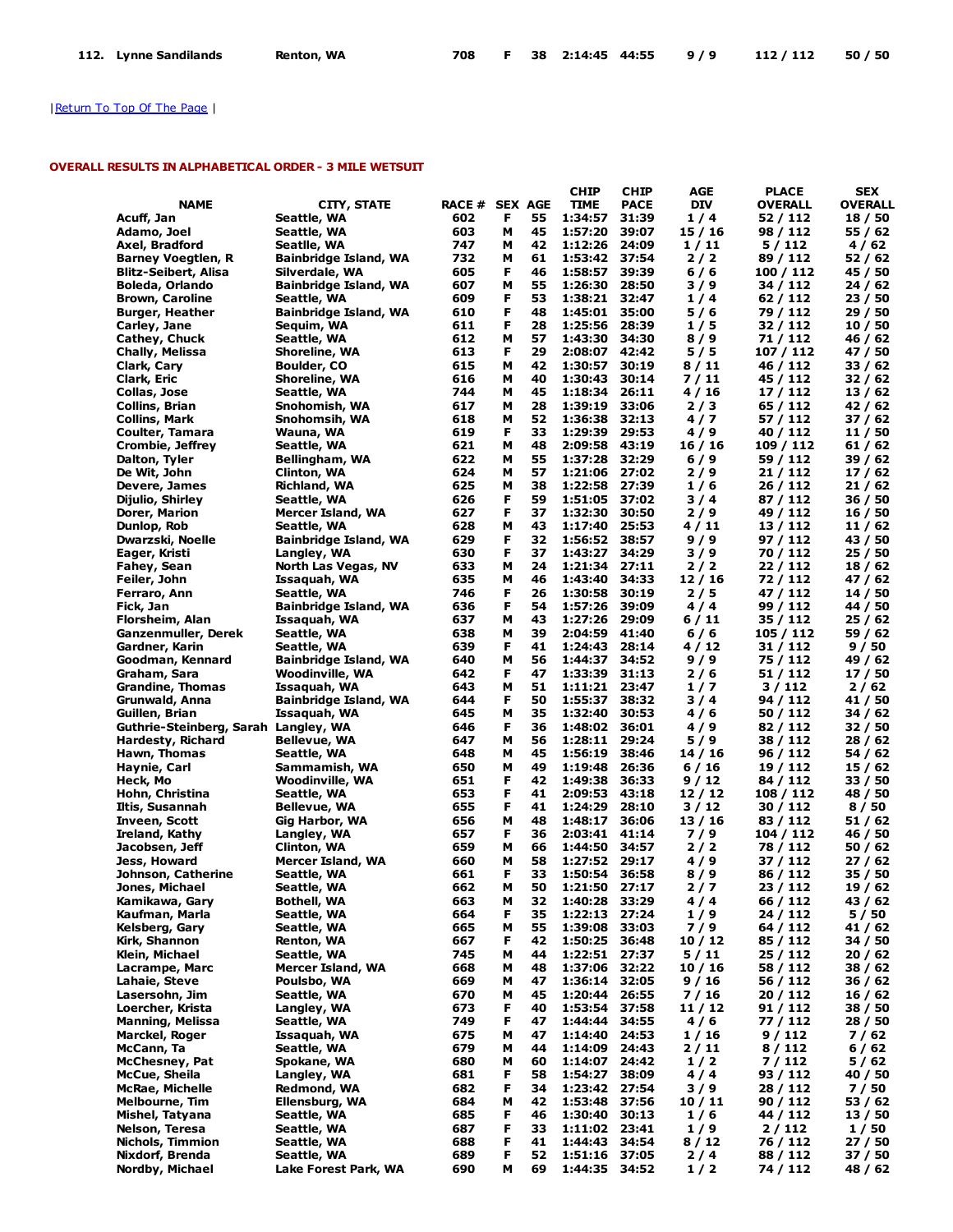| 112. | Lynne Sandilands | Renton, WA | 708 | F | 38 | 2:14:45 | 44:55 | 9 / 9 | 112 / 112 | 50 / 50 |
|---|---|---|---|---|---|---|---|---|---|---|

| Return To Top Of The Page |

**OVERALL RESULTS IN ALPHABETICAL ORDER - 3 MILE WETSUIT**

| NAME | CITY, STATE | RACE # | SEX | AGE | CHIP TIME | CHIP PACE | AGE DIV | PLACE OVERALL | SEX OVERALL |
|---|---|---|---|---|---|---|---|---|---|
| Acuff, Jan | Seattle, WA | 602 | F | 55 | 1:34:57 | 31:39 | 1 / 4 | 52 / 112 | 18 / 50 |
| Adamo, Joel | Seattle, WA | 603 | M | 45 | 1:57:20 | 39:07 | 15 / 16 | 98 / 112 | 55 / 62 |
| Axel, Bradford | Seatlle, WA | 747 | M | 42 | 1:12:26 | 24:09 | 1 / 11 | 5 / 112 | 4 / 62 |
| Barney Voegtlen, R | Bainbridge Island, WA | 732 | M | 61 | 1:53:42 | 37:54 | 2 / 2 | 89 / 112 | 52 / 62 |
| Blitz-Seibert, Alisa | Silverdale, WA | 605 | F | 46 | 1:58:57 | 39:39 | 6 / 6 | 100 / 112 | 45 / 50 |
| Boleda, Orlando | Bainbridge Island, WA | 607 | M | 55 | 1:26:30 | 28:50 | 3 / 9 | 34 / 112 | 24 / 62 |
| Brown, Caroline | Seattle, WA | 609 | F | 53 | 1:38:21 | 32:47 | 1 / 4 | 62 / 112 | 23 / 50 |
| Burger, Heather | Bainbridge Island, WA | 610 | F | 48 | 1:45:01 | 35:00 | 5 / 6 | 79 / 112 | 29 / 50 |
| Carley, Jane | Sequim, WA | 611 | F | 28 | 1:25:56 | 28:39 | 1 / 5 | 32 / 112 | 10 / 50 |
| Cathey, Chuck | Seattle, WA | 612 | M | 57 | 1:43:30 | 34:30 | 8 / 9 | 71 / 112 | 46 / 62 |
| Chally, Melissa | Shoreline, WA | 613 | F | 29 | 2:08:07 | 42:42 | 5 / 5 | 107 / 112 | 47 / 50 |
| Clark, Cary | Boulder, CO | 615 | M | 42 | 1:30:57 | 30:19 | 8 / 11 | 46 / 112 | 33 / 62 |
| Clark, Eric | Shoreline, WA | 616 | M | 40 | 1:30:43 | 30:14 | 7 / 11 | 45 / 112 | 32 / 62 |
| Collas, Jose | Seattle, WA | 744 | M | 45 | 1:18:34 | 26:11 | 4 / 16 | 17 / 112 | 13 / 62 |
| Collins, Brian | Snohomish, WA | 617 | M | 28 | 1:39:19 | 33:06 | 2 / 3 | 65 / 112 | 42 / 62 |
| Collins, Mark | Snohomsih, WA | 618 | M | 52 | 1:36:38 | 32:13 | 4 / 7 | 57 / 112 | 37 / 62 |
| Coulter, Tamara | Wauna, WA | 619 | F | 33 | 1:29:39 | 29:53 | 4 / 9 | 40 / 112 | 11 / 50 |
| Crombie, Jeffrey | Seattle, WA | 621 | M | 48 | 2:09:58 | 43:19 | 16 / 16 | 109 / 112 | 61 / 62 |
| Dalton, Tyler | Bellingham, WA | 622 | M | 55 | 1:37:28 | 32:29 | 6 / 9 | 59 / 112 | 39 / 62 |
| De Wit, John | Clinton, WA | 624 | M | 57 | 1:21:06 | 27:02 | 2 / 9 | 21 / 112 | 17 / 62 |
| Devere, James | Richland, WA | 625 | M | 38 | 1:22:58 | 27:39 | 1 / 6 | 26 / 112 | 21 / 62 |
| Dijulio, Shirley | Seattle, WA | 626 | F | 59 | 1:51:05 | 37:02 | 3 / 4 | 87 / 112 | 36 / 50 |
| Dorer, Marion | Mercer Island, WA | 627 | F | 37 | 1:32:30 | 30:50 | 2 / 9 | 49 / 112 | 16 / 50 |
| Dunlop, Rob | Seattle, WA | 628 | M | 43 | 1:17:40 | 25:53 | 4 / 11 | 13 / 112 | 11 / 62 |
| Dwarzski, Noelle | Bainbridge Island, WA | 629 | F | 32 | 1:56:52 | 38:57 | 9 / 9 | 97 / 112 | 43 / 50 |
| Eager, Kristi | Langley, WA | 630 | F | 37 | 1:43:27 | 34:29 | 3 / 9 | 70 / 112 | 25 / 50 |
| Fahey, Sean | North Las Vegas, NV | 633 | M | 24 | 1:21:34 | 27:11 | 2 / 2 | 22 / 112 | 18 / 62 |
| Feiler, John | Issaquah, WA | 635 | M | 46 | 1:43:40 | 34:33 | 12 / 16 | 72 / 112 | 47 / 62 |
| Ferraro, Ann | Seattle, WA | 746 | F | 26 | 1:30:58 | 30:19 | 2 / 5 | 47 / 112 | 14 / 50 |
| Fick, Jan | Bainbridge Island, WA | 636 | F | 54 | 1:57:26 | 39:09 | 4 / 4 | 99 / 112 | 44 / 50 |
| Florsheim, Alan | Issaquah, WA | 637 | M | 43 | 1:27:26 | 29:09 | 6 / 11 | 35 / 112 | 25 / 62 |
| Ganzenmuller, Derek | Seattle, WA | 638 | M | 39 | 2:04:59 | 41:40 | 6 / 6 | 105 / 112 | 59 / 62 |
| Gardner, Karin | Seattle, WA | 639 | F | 41 | 1:24:43 | 28:14 | 4 / 12 | 31 / 112 | 9 / 50 |
| Goodman, Kennard | Bainbridge Island, WA | 640 | M | 56 | 1:44:37 | 34:52 | 9 / 9 | 75 / 112 | 49 / 62 |
| Graham, Sara | Woodinville, WA | 642 | F | 47 | 1:33:39 | 31:13 | 2 / 6 | 51 / 112 | 17 / 50 |
| Grandine, Thomas | Issaquah, WA | 643 | M | 51 | 1:11:21 | 23:47 | 1 / 7 | 3 / 112 | 2 / 62 |
| Grunwald, Anna | Bainbridge Island, WA | 644 | F | 50 | 1:55:37 | 38:32 | 3 / 4 | 94 / 112 | 41 / 50 |
| Guillen, Brian | Issaquah, WA | 645 | M | 35 | 1:32:40 | 30:53 | 4 / 6 | 50 / 112 | 34 / 62 |
| Guthrie-Steinberg, Sarah | Langley, WA | 646 | F | 36 | 1:48:02 | 36:01 | 4 / 9 | 82 / 112 | 32 / 50 |
| Hardesty, Richard | Bellevue, WA | 647 | M | 56 | 1:28:11 | 29:24 | 5 / 9 | 38 / 112 | 28 / 62 |
| Hawn, Thomas | Seattle, WA | 648 | M | 45 | 1:56:19 | 38:46 | 14 / 16 | 96 / 112 | 54 / 62 |
| Haynie, Carl | Sammamish, WA | 650 | M | 49 | 1:19:48 | 26:36 | 6 / 16 | 19 / 112 | 15 / 62 |
| Heck, Mo | Woodinville, WA | 651 | F | 42 | 1:49:38 | 36:33 | 9 / 12 | 84 / 112 | 33 / 50 |
| Hohn, Christina | Seattle, WA | 653 | F | 41 | 2:09:53 | 43:18 | 12 / 12 | 108 / 112 | 48 / 50 |
| Iltis, Susannah | Bellevue, WA | 655 | F | 41 | 1:24:29 | 28:10 | 3 / 12 | 30 / 112 | 8 / 50 |
| Inveen, Scott | Gig Harbor, WA | 656 | M | 48 | 1:48:17 | 36:06 | 13 / 16 | 83 / 112 | 51 / 62 |
| Ireland, Kathy | Langley, WA | 657 | F | 36 | 2:03:41 | 41:14 | 7 / 9 | 104 / 112 | 46 / 50 |
| Jacobsen, Jeff | Clinton, WA | 659 | M | 66 | 1:44:50 | 34:57 | 2 / 2 | 78 / 112 | 50 / 62 |
| Jess, Howard | Mercer Island, WA | 660 | M | 58 | 1:27:52 | 29:17 | 4 / 9 | 37 / 112 | 27 / 62 |
| Johnson, Catherine | Seattle, WA | 661 | F | 33 | 1:50:54 | 36:58 | 8 / 9 | 86 / 112 | 35 / 50 |
| Jones, Michael | Seattle, WA | 662 | M | 50 | 1:21:50 | 27:17 | 2 / 7 | 23 / 112 | 19 / 62 |
| Kamikawa, Gary | Bothell, WA | 663 | M | 32 | 1:40:28 | 33:29 | 4 / 4 | 66 / 112 | 43 / 62 |
| Kaufman, Marla | Seattle, WA | 664 | F | 35 | 1:22:13 | 27:24 | 1 / 9 | 24 / 112 | 5 / 50 |
| Kelsberg, Gary | Seattle, WA | 665 | M | 55 | 1:39:08 | 33:03 | 7 / 9 | 64 / 112 | 41 / 62 |
| Kirk, Shannon | Renton, WA | 667 | F | 42 | 1:50:25 | 36:48 | 10 / 12 | 85 / 112 | 34 / 50 |
| Klein, Michael | Seattle, WA | 745 | M | 44 | 1:22:51 | 27:37 | 5 / 11 | 25 / 112 | 20 / 62 |
| Lacrampe, Marc | Mercer Island, WA | 668 | M | 48 | 1:37:06 | 32:22 | 10 / 16 | 58 / 112 | 38 / 62 |
| Lahaie, Steve | Poulsbo, WA | 669 | M | 47 | 1:36:14 | 32:05 | 9 / 16 | 56 / 112 | 36 / 62 |
| Lasersohn, Jim | Seattle, WA | 670 | M | 45 | 1:20:44 | 26:55 | 7 / 16 | 20 / 112 | 16 / 62 |
| Loercher, Krista | Langley, WA | 673 | F | 40 | 1:53:54 | 37:58 | 11 / 12 | 91 / 112 | 38 / 50 |
| Manning, Melissa | Seattle, WA | 749 | F | 47 | 1:44:44 | 34:55 | 4 / 6 | 77 / 112 | 28 / 50 |
| Marckel, Roger | Issaquah, WA | 675 | M | 47 | 1:14:40 | 24:53 | 1 / 16 | 9 / 112 | 7 / 62 |
| McCann, Ta | Seattle, WA | 679 | M | 44 | 1:14:09 | 24:43 | 2 / 11 | 8 / 112 | 6 / 62 |
| McChesney, Pat | Spokane, WA | 680 | M | 60 | 1:14:07 | 24:42 | 1 / 2 | 7 / 112 | 5 / 62 |
| McCue, Sheila | Langley, WA | 681 | F | 58 | 1:54:27 | 38:09 | 4 / 4 | 93 / 112 | 40 / 50 |
| McRae, Michelle | Redmond, WA | 682 | F | 34 | 1:23:42 | 27:54 | 3 / 9 | 28 / 112 | 7 / 50 |
| Melbourne, Tim | Ellensburg, WA | 684 | M | 42 | 1:53:48 | 37:56 | 10 / 11 | 90 / 112 | 53 / 62 |
| Mishel, Tatyana | Seattle, WA | 685 | F | 46 | 1:30:40 | 30:13 | 1 / 6 | 44 / 112 | 13 / 50 |
| Nelson, Teresa | Seattle, WA | 687 | F | 33 | 1:11:02 | 23:41 | 1 / 9 | 2 / 112 | 1 / 50 |
| Nichols, Timmion | Seattle, WA | 688 | F | 41 | 1:44:43 | 34:54 | 8 / 12 | 76 / 112 | 27 / 50 |
| Nixdorf, Brenda | Seattle, WA | 689 | F | 52 | 1:51:16 | 37:05 | 2 / 4 | 88 / 112 | 37 / 50 |
| Nordby, Michael | Lake Forest Park, WA | 690 | M | 69 | 1:44:35 | 34:52 | 1 / 2 | 74 / 112 | 48 / 62 |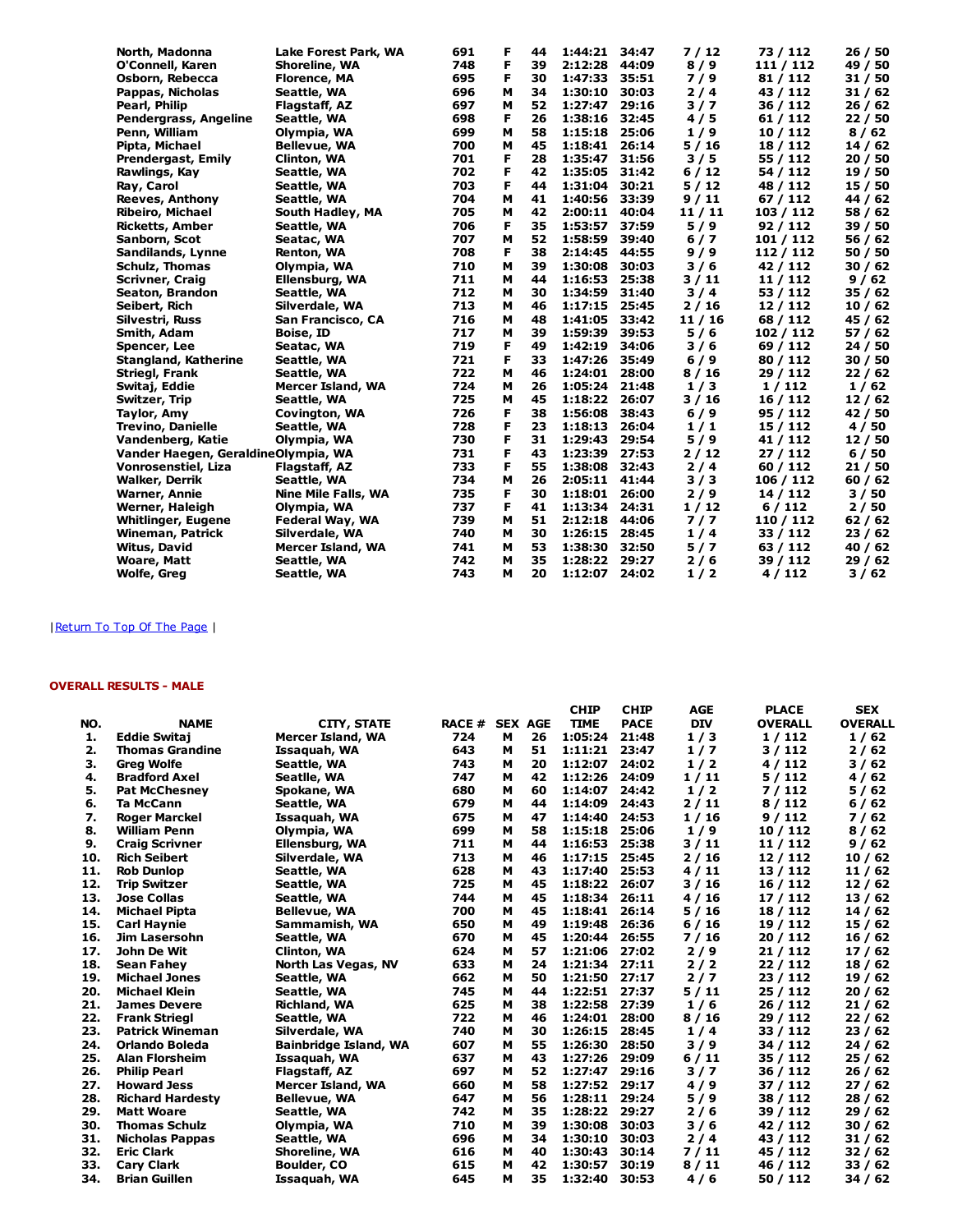| | | | | | | | | | |
|---|---|---|---|---|---|---|---|---|---|
| North, Madonna | Lake Forest Park, WA | 691 | F | 44 | 1:44:21 | 34:47 | 7 / 12 | 73 / 112 | 26 / 50 |
| O'Connell, Karen | Shoreline, WA | 748 | F | 39 | 2:12:28 | 44:09 | 8 / 9 | 111 / 112 | 49 / 50 |
| Osborn, Rebecca | Florence, MA | 695 | F | 30 | 1:47:33 | 35:51 | 7 / 9 | 81 / 112 | 31 / 50 |
| Pappas, Nicholas | Seattle, WA | 696 | M | 34 | 1:30:10 | 30:03 | 2 / 4 | 43 / 112 | 31 / 62 |
| Pearl, Philip | Flagstaff, AZ | 697 | M | 52 | 1:27:47 | 29:16 | 3 / 7 | 36 / 112 | 26 / 62 |
| Pendergrass, Angeline | Seattle, WA | 698 | F | 26 | 1:38:16 | 32:45 | 4 / 5 | 61 / 112 | 22 / 50 |
| Penn, William | Olympia, WA | 699 | M | 58 | 1:15:18 | 25:06 | 1 / 9 | 10 / 112 | 8 / 62 |
| Pipta, Michael | Bellevue, WA | 700 | M | 45 | 1:18:41 | 26:14 | 5 / 16 | 18 / 112 | 14 / 62 |
| Prendergast, Emily | Clinton, WA | 701 | F | 28 | 1:35:47 | 31:56 | 3 / 5 | 55 / 112 | 20 / 50 |
| Rawlings, Kay | Seattle, WA | 702 | F | 42 | 1:35:05 | 31:42 | 6 / 12 | 54 / 112 | 19 / 50 |
| Ray, Carol | Seattle, WA | 703 | F | 44 | 1:31:04 | 30:21 | 5 / 12 | 48 / 112 | 15 / 50 |
| Reeves, Anthony | Seattle, WA | 704 | M | 41 | 1:40:56 | 33:39 | 9 / 11 | 67 / 112 | 44 / 62 |
| Ribeiro, Michael | South Hadley, MA | 705 | M | 42 | 2:00:11 | 40:04 | 11 / 11 | 103 / 112 | 58 / 62 |
| Ricketts, Amber | Seattle, WA | 706 | F | 35 | 1:53:57 | 37:59 | 5 / 9 | 92 / 112 | 39 / 50 |
| Sanborn, Scot | Seatac, WA | 707 | M | 52 | 1:58:59 | 39:40 | 6 / 7 | 101 / 112 | 56 / 62 |
| Sandilands, Lynne | Renton, WA | 708 | F | 38 | 2:14:45 | 44:55 | 9 / 9 | 112 / 112 | 50 / 50 |
| Schulz, Thomas | Olympia, WA | 710 | M | 39 | 1:30:08 | 30:03 | 3 / 6 | 42 / 112 | 30 / 62 |
| Scrivner, Craig | Ellensburg, WA | 711 | M | 44 | 1:16:53 | 25:38 | 3 / 11 | 11 / 112 | 9 / 62 |
| Seaton, Brandon | Seattle, WA | 712 | M | 30 | 1:34:59 | 31:40 | 3 / 4 | 53 / 112 | 35 / 62 |
| Seibert, Rich | Silverdale, WA | 713 | M | 46 | 1:17:15 | 25:45 | 2 / 16 | 12 / 112 | 10 / 62 |
| Silvestri, Russ | San Francisco, CA | 716 | M | 48 | 1:41:05 | 33:42 | 11 / 16 | 68 / 112 | 45 / 62 |
| Smith, Adam | Boise, ID | 717 | M | 39 | 1:59:39 | 39:53 | 5 / 6 | 102 / 112 | 57 / 62 |
| Spencer, Lee | Seatac, WA | 719 | F | 49 | 1:42:19 | 34:06 | 3 / 6 | 69 / 112 | 24 / 50 |
| Stangland, Katherine | Seattle, WA | 721 | F | 33 | 1:47:26 | 35:49 | 6 / 9 | 80 / 112 | 30 / 50 |
| Striegl, Frank | Seattle, WA | 722 | M | 46 | 1:24:01 | 28:00 | 8 / 16 | 29 / 112 | 22 / 62 |
| Switaj, Eddie | Mercer Island, WA | 724 | M | 26 | 1:05:24 | 21:48 | 1 / 3 | 1 / 112 | 1 / 62 |
| Switzer, Trip | Seattle, WA | 725 | M | 45 | 1:18:22 | 26:07 | 3 / 16 | 16 / 112 | 12 / 62 |
| Taylor, Amy | Covington, WA | 726 | F | 38 | 1:56:08 | 38:43 | 6 / 9 | 95 / 112 | 42 / 50 |
| Trevino, Danielle | Seattle, WA | 728 | F | 23 | 1:18:13 | 26:04 | 1 / 1 | 15 / 112 | 4 / 50 |
| Vandenberg, Katie | Olympia, WA | 730 | F | 31 | 1:29:43 | 29:54 | 5 / 9 | 41 / 112 | 12 / 50 |
| Vander Haegen, Geraldine | Olympia, WA | 731 | F | 43 | 1:23:39 | 27:53 | 2 / 12 | 27 / 112 | 6 / 50 |
| Vonrosenstiel, Liza | Flagstaff, AZ | 733 | F | 55 | 1:38:08 | 32:43 | 2 / 4 | 60 / 112 | 21 / 50 |
| Walker, Derrik | Seattle, WA | 734 | M | 26 | 2:05:11 | 41:44 | 3 / 3 | 106 / 112 | 60 / 62 |
| Warner, Annie | Nine Mile Falls, WA | 735 | F | 30 | 1:18:01 | 26:00 | 2 / 9 | 14 / 112 | 3 / 50 |
| Werner, Haleigh | Olympia, WA | 737 | F | 41 | 1:13:34 | 24:31 | 1 / 12 | 6 / 112 | 2 / 50 |
| Whitlinger, Eugene | Federal Way, WA | 739 | M | 51 | 2:12:18 | 44:06 | 7 / 7 | 110 / 112 | 62 / 62 |
| Wineman, Patrick | Silverdale, WA | 740 | M | 30 | 1:26:15 | 28:45 | 1 / 4 | 33 / 112 | 23 / 62 |
| Witus, David | Mercer Island, WA | 741 | M | 53 | 1:38:30 | 32:50 | 5 / 7 | 63 / 112 | 40 / 62 |
| Woare, Matt | Seattle, WA | 742 | M | 35 | 1:28:22 | 29:27 | 2 / 6 | 39 / 112 | 29 / 62 |
| Wolfe, Greg | Seattle, WA | 743 | M | 20 | 1:12:07 | 24:02 | 1 / 2 | 4 / 112 | 3 / 62 |

| Return To Top Of The Page |

**OVERALL RESULTS - MALE**

| NO. | NAME | CITY, STATE | RACE # | SEX | AGE | CHIP TIME | CHIP PACE | AGE DIV | PLACE OVERALL | SEX OVERALL |
|---|---|---|---|---|---|---|---|---|---|---|
| 1. | Eddie Switaj | Mercer Island, WA | 724 | M | 26 | 1:05:24 | 21:48 | 1 / 3 | 1 / 112 | 1 / 62 |
| 2. | Thomas Grandine | Issaquah, WA | 643 | M | 51 | 1:11:21 | 23:47 | 1 / 7 | 3 / 112 | 2 / 62 |
| 3. | Greg Wolfe | Seattle, WA | 743 | M | 20 | 1:12:07 | 24:02 | 1 / 2 | 4 / 112 | 3 / 62 |
| 4. | Bradford Axel | Seatlle, WA | 747 | M | 42 | 1:12:26 | 24:09 | 1 / 11 | 5 / 112 | 4 / 62 |
| 5. | Pat McChesney | Spokane, WA | 680 | M | 60 | 1:14:07 | 24:42 | 1 / 2 | 7 / 112 | 5 / 62 |
| 6. | Ta McCann | Seattle, WA | 679 | M | 44 | 1:14:09 | 24:43 | 2 / 11 | 8 / 112 | 6 / 62 |
| 7. | Roger Marckel | Issaquah, WA | 675 | M | 47 | 1:14:40 | 24:53 | 1 / 16 | 9 / 112 | 7 / 62 |
| 8. | William Penn | Olympia, WA | 699 | M | 58 | 1:15:18 | 25:06 | 1 / 9 | 10 / 112 | 8 / 62 |
| 9. | Craig Scrivner | Ellensburg, WA | 711 | M | 44 | 1:16:53 | 25:38 | 3 / 11 | 11 / 112 | 9 / 62 |
| 10. | Rich Seibert | Silverdale, WA | 713 | M | 46 | 1:17:15 | 25:45 | 2 / 16 | 12 / 112 | 10 / 62 |
| 11. | Rob Dunlop | Seattle, WA | 628 | M | 43 | 1:17:40 | 25:53 | 4 / 11 | 13 / 112 | 11 / 62 |
| 12. | Trip Switzer | Seattle, WA | 725 | M | 45 | 1:18:22 | 26:07 | 3 / 16 | 16 / 112 | 12 / 62 |
| 13. | Jose Collas | Seattle, WA | 744 | M | 45 | 1:18:34 | 26:11 | 4 / 16 | 17 / 112 | 13 / 62 |
| 14. | Michael Pipta | Bellevue, WA | 700 | M | 45 | 1:18:41 | 26:14 | 5 / 16 | 18 / 112 | 14 / 62 |
| 15. | Carl Haynie | Sammamish, WA | 650 | M | 49 | 1:19:48 | 26:36 | 6 / 16 | 19 / 112 | 15 / 62 |
| 16. | Jim Lasersohn | Seattle, WA | 670 | M | 45 | 1:20:44 | 26:55 | 7 / 16 | 20 / 112 | 16 / 62 |
| 17. | John De Wit | Clinton, WA | 624 | M | 57 | 1:21:06 | 27:02 | 2 / 9 | 21 / 112 | 17 / 62 |
| 18. | Sean Fahey | North Las Vegas, NV | 633 | M | 24 | 1:21:34 | 27:11 | 2 / 2 | 22 / 112 | 18 / 62 |
| 19. | Michael Jones | Seattle, WA | 662 | M | 50 | 1:21:50 | 27:17 | 2 / 7 | 23 / 112 | 19 / 62 |
| 20. | Michael Klein | Seattle, WA | 745 | M | 44 | 1:22:51 | 27:37 | 5 / 11 | 25 / 112 | 20 / 62 |
| 21. | James Devere | Richland, WA | 625 | M | 38 | 1:22:58 | 27:39 | 1 / 6 | 26 / 112 | 21 / 62 |
| 22. | Frank Striegl | Seattle, WA | 722 | M | 46 | 1:24:01 | 28:00 | 8 / 16 | 29 / 112 | 22 / 62 |
| 23. | Patrick Wineman | Silverdale, WA | 740 | M | 30 | 1:26:15 | 28:45 | 1 / 4 | 33 / 112 | 23 / 62 |
| 24. | Orlando Boleda | Bainbridge Island, WA | 607 | M | 55 | 1:26:30 | 28:50 | 3 / 9 | 34 / 112 | 24 / 62 |
| 25. | Alan Florsheim | Issaquah, WA | 637 | M | 43 | 1:27:26 | 29:09 | 6 / 11 | 35 / 112 | 25 / 62 |
| 26. | Philip Pearl | Flagstaff, AZ | 697 | M | 52 | 1:27:47 | 29:16 | 3 / 7 | 36 / 112 | 26 / 62 |
| 27. | Howard Jess | Mercer Island, WA | 660 | M | 58 | 1:27:52 | 29:17 | 4 / 9 | 37 / 112 | 27 / 62 |
| 28. | Richard Hardesty | Bellevue, WA | 647 | M | 56 | 1:28:11 | 29:24 | 5 / 9 | 38 / 112 | 28 / 62 |
| 29. | Matt Woare | Seattle, WA | 742 | M | 35 | 1:28:22 | 29:27 | 2 / 6 | 39 / 112 | 29 / 62 |
| 30. | Thomas Schulz | Olympia, WA | 710 | M | 39 | 1:30:08 | 30:03 | 3 / 6 | 42 / 112 | 30 / 62 |
| 31. | Nicholas Pappas | Seattle, WA | 696 | M | 34 | 1:30:10 | 30:03 | 2 / 4 | 43 / 112 | 31 / 62 |
| 32. | Eric Clark | Shoreline, WA | 616 | M | 40 | 1:30:43 | 30:14 | 7 / 11 | 45 / 112 | 32 / 62 |
| 33. | Cary Clark | Boulder, CO | 615 | M | 42 | 1:30:57 | 30:19 | 8 / 11 | 46 / 112 | 33 / 62 |
| 34. | Brian Guillen | Issaquah, WA | 645 | M | 35 | 1:32:40 | 30:53 | 4 / 6 | 50 / 112 | 34 / 62 |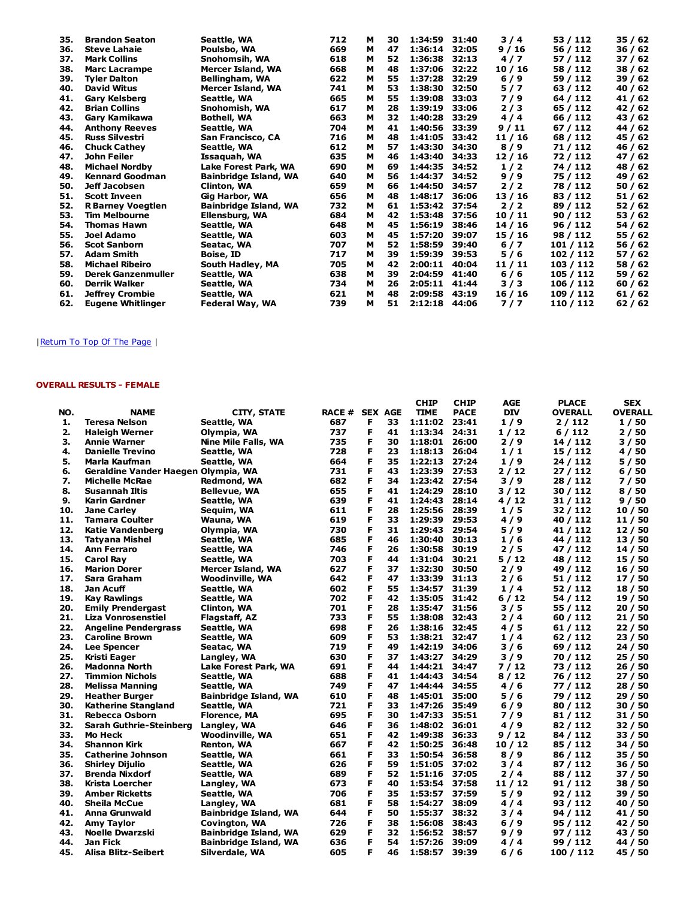| NO. | NAME | CITY, STATE | RACE # | SEX | AGE | CHIP TIME | CHIP PACE | AGE DIV | PLACE OVERALL | SEX OVERALL |
|---|---|---|---|---|---|---|---|---|---|---|
| 35. | Brandon Seaton | Seattle, WA | 712 | M | 30 | 1:34:59 | 31:40 | 3 / 4 | 53 / 112 | 35 / 62 |
| 36. | Steve Lahaie | Poulsbo, WA | 669 | M | 47 | 1:36:14 | 32:05 | 9 / 16 | 56 / 112 | 36 / 62 |
| 37. | Mark Collins | Snohomsih, WA | 618 | M | 52 | 1:36:38 | 32:13 | 4 / 7 | 57 / 112 | 37 / 62 |
| 38. | Marc Lacrampe | Mercer Island, WA | 668 | M | 48 | 1:37:06 | 32:22 | 10 / 16 | 58 / 112 | 38 / 62 |
| 39. | Tyler Dalton | Bellingham, WA | 622 | M | 55 | 1:37:28 | 32:29 | 6 / 9 | 59 / 112 | 39 / 62 |
| 40. | David Witus | Mercer Island, WA | 741 | M | 53 | 1:38:30 | 32:50 | 5 / 7 | 63 / 112 | 40 / 62 |
| 41. | Gary Kelsberg | Seattle, WA | 665 | M | 55 | 1:39:08 | 33:03 | 7 / 9 | 64 / 112 | 41 / 62 |
| 42. | Brian Collins | Snohomish, WA | 617 | M | 28 | 1:39:19 | 33:06 | 2 / 3 | 65 / 112 | 42 / 62 |
| 43. | Gary Kamikawa | Bothell, WA | 663 | M | 32 | 1:40:28 | 33:29 | 4 / 4 | 66 / 112 | 43 / 62 |
| 44. | Anthony Reeves | Seattle, WA | 704 | M | 41 | 1:40:56 | 33:39 | 9 / 11 | 67 / 112 | 44 / 62 |
| 45. | Russ Silvestri | San Francisco, CA | 716 | M | 48 | 1:41:05 | 33:42 | 11 / 16 | 68 / 112 | 45 / 62 |
| 46. | Chuck Cathey | Seattle, WA | 612 | M | 57 | 1:43:30 | 34:30 | 8 / 9 | 71 / 112 | 46 / 62 |
| 47. | John Feiler | Issaquah, WA | 635 | M | 46 | 1:43:40 | 34:33 | 12 / 16 | 72 / 112 | 47 / 62 |
| 48. | Michael Nordby | Lake Forest Park, WA | 690 | M | 69 | 1:44:35 | 34:52 | 1 / 2 | 74 / 112 | 48 / 62 |
| 49. | Kennard Goodman | Bainbridge Island, WA | 640 | M | 56 | 1:44:37 | 34:52 | 9 / 9 | 75 / 112 | 49 / 62 |
| 50. | Jeff Jacobsen | Clinton, WA | 659 | M | 66 | 1:44:50 | 34:57 | 2 / 2 | 78 / 112 | 50 / 62 |
| 51. | Scott Inveen | Gig Harbor, WA | 656 | M | 48 | 1:48:17 | 36:06 | 13 / 16 | 83 / 112 | 51 / 62 |
| 52. | R Barney Voegtlen | Bainbridge Island, WA | 732 | M | 61 | 1:53:42 | 37:54 | 2 / 2 | 89 / 112 | 52 / 62 |
| 53. | Tim Melbourne | Ellensburg, WA | 684 | M | 42 | 1:53:48 | 37:56 | 10 / 11 | 90 / 112 | 53 / 62 |
| 54. | Thomas Hawn | Seattle, WA | 648 | M | 45 | 1:56:19 | 38:46 | 14 / 16 | 96 / 112 | 54 / 62 |
| 55. | Joel Adamo | Seattle, WA | 603 | M | 45 | 1:57:20 | 39:07 | 15 / 16 | 98 / 112 | 55 / 62 |
| 56. | Scot Sanborn | Seatac, WA | 707 | M | 52 | 1:58:59 | 39:40 | 6 / 7 | 101 / 112 | 56 / 62 |
| 57. | Adam Smith | Boise, ID | 717 | M | 39 | 1:59:39 | 39:53 | 5 / 6 | 102 / 112 | 57 / 62 |
| 58. | Michael Ribeiro | South Hadley, MA | 705 | M | 42 | 2:00:11 | 40:04 | 11 / 11 | 103 / 112 | 58 / 62 |
| 59. | Derek Ganzenmuller | Seattle, WA | 638 | M | 39 | 2:04:59 | 41:40 | 6 / 6 | 105 / 112 | 59 / 62 |
| 60. | Derrik Walker | Seattle, WA | 734 | M | 26 | 2:05:11 | 41:44 | 3 / 3 | 106 / 112 | 60 / 62 |
| 61. | Jeffrey Crombie | Seattle, WA | 621 | M | 48 | 2:09:58 | 43:19 | 16 / 16 | 109 / 112 | 61 / 62 |
| 62. | Eugene Whitlinger | Federal Way, WA | 739 | M | 51 | 2:12:18 | 44:06 | 7 / 7 | 110 / 112 | 62 / 62 |

| Return To Top Of The Page |

### OVERALL RESULTS - FEMALE

| NO. | NAME | CITY, STATE | RACE # | SEX | AGE | CHIP TIME | CHIP PACE | AGE DIV | PLACE OVERALL | SEX OVERALL |
|---|---|---|---|---|---|---|---|---|---|---|
| 1. | Teresa Nelson | Seattle, WA | 687 | F | 33 | 1:11:02 | 23:41 | 1 / 9 | 2 / 112 | 1 / 50 |
| 2. | Haleigh Werner | Olympia, WA | 737 | F | 41 | 1:13:34 | 24:31 | 1 / 12 | 6 / 112 | 2 / 50 |
| 3. | Annie Warner | Nine Mile Falls, WA | 735 | F | 30 | 1:18:01 | 26:00 | 2 / 9 | 14 / 112 | 3 / 50 |
| 4. | Danielle Trevino | Seattle, WA | 728 | F | 23 | 1:18:13 | 26:04 | 1 / 1 | 15 / 112 | 4 / 50 |
| 5. | Marla Kaufman | Seattle, WA | 664 | F | 35 | 1:22:13 | 27:24 | 1 / 9 | 24 / 112 | 5 / 50 |
| 6. | Geraldine Vander Haegen | Olympia, WA | 731 | F | 43 | 1:23:39 | 27:53 | 2 / 12 | 27 / 112 | 6 / 50 |
| 7. | Michelle McRae | Redmond, WA | 682 | F | 34 | 1:23:42 | 27:54 | 3 / 9 | 28 / 112 | 7 / 50 |
| 8. | Susannah Iltis | Bellevue, WA | 655 | F | 41 | 1:24:29 | 28:10 | 3 / 12 | 30 / 112 | 8 / 50 |
| 9. | Karin Gardner | Seattle, WA | 639 | F | 41 | 1:24:43 | 28:14 | 4 / 12 | 31 / 112 | 9 / 50 |
| 10. | Jane Carley | Sequim, WA | 611 | F | 28 | 1:25:56 | 28:39 | 1 / 5 | 32 / 112 | 10 / 50 |
| 11. | Tamara Coulter | Wauna, WA | 619 | F | 33 | 1:29:39 | 29:53 | 4 / 9 | 40 / 112 | 11 / 50 |
| 12. | Katie Vandenberg | Olympia, WA | 730 | F | 31 | 1:29:43 | 29:54 | 5 / 9 | 41 / 112 | 12 / 50 |
| 13. | Tatyana Mishel | Seattle, WA | 685 | F | 46 | 1:30:40 | 30:13 | 1 / 6 | 44 / 112 | 13 / 50 |
| 14. | Ann Ferraro | Seattle, WA | 746 | F | 26 | 1:30:58 | 30:19 | 2 / 5 | 47 / 112 | 14 / 50 |
| 15. | Carol Ray | Seattle, WA | 703 | F | 44 | 1:31:04 | 30:21 | 5 / 12 | 48 / 112 | 15 / 50 |
| 16. | Marion Dorer | Mercer Island, WA | 627 | F | 37 | 1:32:30 | 30:50 | 2 / 9 | 49 / 112 | 16 / 50 |
| 17. | Sara Graham | Woodinville, WA | 642 | F | 47 | 1:33:39 | 31:13 | 2 / 6 | 51 / 112 | 17 / 50 |
| 18. | Jan Acuff | Seattle, WA | 602 | F | 55 | 1:34:57 | 31:39 | 1 / 4 | 52 / 112 | 18 / 50 |
| 19. | Kay Rawlings | Seattle, WA | 702 | F | 42 | 1:35:05 | 31:42 | 6 / 12 | 54 / 112 | 19 / 50 |
| 20. | Emily Prendergast | Clinton, WA | 701 | F | 28 | 1:35:47 | 31:56 | 3 / 5 | 55 / 112 | 20 / 50 |
| 21. | Liza Vonrosenstiel | Flagstaff, AZ | 733 | F | 55 | 1:38:08 | 32:43 | 2 / 4 | 60 / 112 | 21 / 50 |
| 22. | Angeline Pendergrass | Seattle, WA | 698 | F | 26 | 1:38:16 | 32:45 | 4 / 5 | 61 / 112 | 22 / 50 |
| 23. | Caroline Brown | Seattle, WA | 609 | F | 53 | 1:38:21 | 32:47 | 1 / 4 | 62 / 112 | 23 / 50 |
| 24. | Lee Spencer | Seatac, WA | 719 | F | 49 | 1:42:19 | 34:06 | 3 / 6 | 69 / 112 | 24 / 50 |
| 25. | Kristi Eager | Langley, WA | 630 | F | 37 | 1:43:27 | 34:29 | 3 / 9 | 70 / 112 | 25 / 50 |
| 26. | Madonna North | Lake Forest Park, WA | 691 | F | 44 | 1:44:21 | 34:47 | 7 / 12 | 73 / 112 | 26 / 50 |
| 27. | Timmion Nichols | Seattle, WA | 688 | F | 41 | 1:44:43 | 34:54 | 8 / 12 | 76 / 112 | 27 / 50 |
| 28. | Melissa Manning | Seattle, WA | 749 | F | 47 | 1:44:44 | 34:55 | 4 / 6 | 77 / 112 | 28 / 50 |
| 29. | Heather Burger | Bainbridge Island, WA | 610 | F | 48 | 1:45:01 | 35:00 | 5 / 6 | 79 / 112 | 29 / 50 |
| 30. | Katherine Stangland | Seattle, WA | 721 | F | 33 | 1:47:26 | 35:49 | 6 / 9 | 80 / 112 | 30 / 50 |
| 31. | Rebecca Osborn | Florence, MA | 695 | F | 30 | 1:47:33 | 35:51 | 7 / 9 | 81 / 112 | 31 / 50 |
| 32. | Sarah Guthrie-Steinberg | Langley, WA | 646 | F | 36 | 1:48:02 | 36:01 | 4 / 9 | 82 / 112 | 32 / 50 |
| 33. | Mo Heck | Woodinville, WA | 651 | F | 42 | 1:49:38 | 36:33 | 9 / 12 | 84 / 112 | 33 / 50 |
| 34. | Shannon Kirk | Renton, WA | 667 | F | 42 | 1:50:25 | 36:48 | 10 / 12 | 85 / 112 | 34 / 50 |
| 35. | Catherine Johnson | Seattle, WA | 661 | F | 33 | 1:50:54 | 36:58 | 8 / 9 | 86 / 112 | 35 / 50 |
| 36. | Shirley Dijulio | Seattle, WA | 626 | F | 59 | 1:51:05 | 37:02 | 3 / 4 | 87 / 112 | 36 / 50 |
| 37. | Brenda Nixdorf | Seattle, WA | 689 | F | 52 | 1:51:16 | 37:05 | 2 / 4 | 88 / 112 | 37 / 50 |
| 38. | Krista Loercher | Langley, WA | 673 | F | 40 | 1:53:54 | 37:58 | 11 / 12 | 91 / 112 | 38 / 50 |
| 39. | Amber Ricketts | Seattle, WA | 706 | F | 35 | 1:53:57 | 37:59 | 5 / 9 | 92 / 112 | 39 / 50 |
| 40. | Sheila McCue | Langley, WA | 681 | F | 58 | 1:54:27 | 38:09 | 4 / 4 | 93 / 112 | 40 / 50 |
| 41. | Anna Grunwald | Bainbridge Island, WA | 644 | F | 50 | 1:55:37 | 38:32 | 3 / 4 | 94 / 112 | 41 / 50 |
| 42. | Amy Taylor | Covington, WA | 726 | F | 38 | 1:56:08 | 38:43 | 6 / 9 | 95 / 112 | 42 / 50 |
| 43. | Noelle Dwarzski | Bainbridge Island, WA | 629 | F | 32 | 1:56:52 | 38:57 | 9 / 9 | 97 / 112 | 43 / 50 |
| 44. | Jan Fick | Bainbridge Island, WA | 636 | F | 54 | 1:57:26 | 39:09 | 4 / 4 | 99 / 112 | 44 / 50 |
| 45. | Alisa Blitz-Seibert | Silverdale, WA | 605 | F | 46 | 1:58:57 | 39:39 | 6 / 6 | 100 / 112 | 45 / 50 |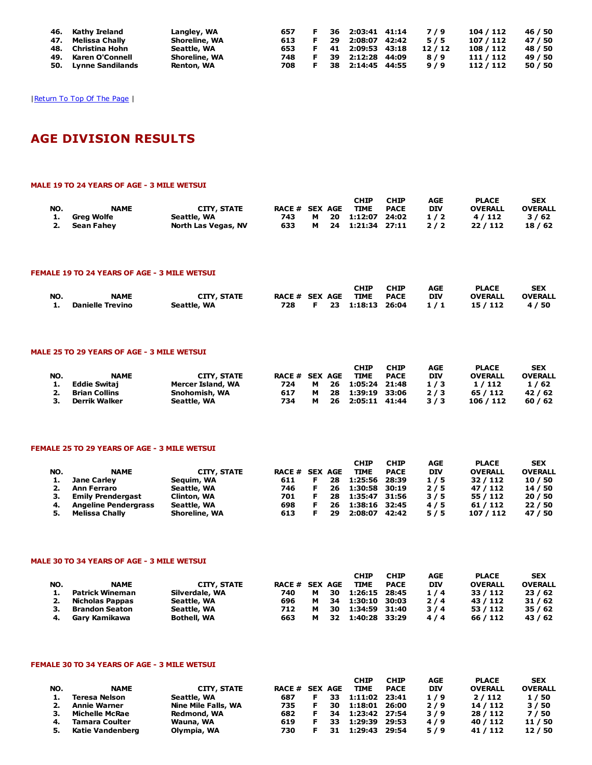| NO. | NAME | CITY, STATE | RACE # | SEX | AGE | CHIP TIME | CHIP PACE | AGE DIV | PLACE OVERALL | SEX OVERALL |
|---|---|---|---|---|---|---|---|---|---|---|
| 46. | Kathy Ireland | Langley, WA | 657 | F | 36 | 2:03:41 | 41:14 | 7 / 9 | 104 / 112 | 46 / 50 |
| 47. | Melissa Chally | Shoreline, WA | 613 | F | 29 | 2:08:07 | 42:42 | 5 / 5 | 107 / 112 | 47 / 50 |
| 48. | Christina Hohn | Seattle, WA | 653 | F | 41 | 2:09:53 | 43:18 | 12 / 12 | 108 / 112 | 48 / 50 |
| 49. | Karen O'Connell | Shoreline, WA | 748 | F | 39 | 2:12:28 | 44:09 | 8 / 9 | 111 / 112 | 49 / 50 |
| 50. | Lynne Sandilands | Renton, WA | 708 | F | 38 | 2:14:45 | 44:55 | 9 / 9 | 112 / 112 | 50 / 50 |

|Return To Top Of The Page |

# AGE DIVISION RESULTS

### MALE 19 TO 24 YEARS OF AGE - 3 MILE WETSUI

| NO. | NAME | CITY, STATE | RACE # | SEX | AGE | CHIP TIME | CHIP PACE | AGE DIV | PLACE OVERALL | SEX OVERALL |
|---|---|---|---|---|---|---|---|---|---|---|
| 1. | Greg Wolfe | Seattle, WA | 743 | M | 20 | 1:12:07 | 24:02 | 1 / 2 | 4 / 112 | 3 / 62 |
| 2. | Sean Fahey | North Las Vegas, NV | 633 | M | 24 | 1:21:34 | 27:11 | 2 / 2 | 22 / 112 | 18 / 62 |

### FEMALE 19 TO 24 YEARS OF AGE - 3 MILE WETSUI

| NO. | NAME | CITY, STATE | RACE # | SEX | AGE | CHIP TIME | CHIP PACE | AGE DIV | PLACE OVERALL | SEX OVERALL |
|---|---|---|---|---|---|---|---|---|---|---|
| 1. | Danielle Trevino | Seattle, WA | 728 | F | 23 | 1:18:13 | 26:04 | 1 / 1 | 15 / 112 | 4 / 50 |

### MALE 25 TO 29 YEARS OF AGE - 3 MILE WETSUI

| NO. | NAME | CITY, STATE | RACE # | SEX | AGE | CHIP TIME | CHIP PACE | AGE DIV | PLACE OVERALL | SEX OVERALL |
|---|---|---|---|---|---|---|---|---|---|---|
| 1. | Eddie Switaj | Mercer Island, WA | 724 | M | 26 | 1:05:24 | 21:48 | 1 / 3 | 1 / 112 | 1 / 62 |
| 2. | Brian Collins | Snohomish, WA | 617 | M | 28 | 1:39:19 | 33:06 | 2 / 3 | 65 / 112 | 42 / 62 |
| 3. | Derrik Walker | Seattle, WA | 734 | M | 26 | 2:05:11 | 41:44 | 3 / 3 | 106 / 112 | 60 / 62 |

### FEMALE 25 TO 29 YEARS OF AGE - 3 MILE WETSUI

| NO. | NAME | CITY, STATE | RACE # | SEX | AGE | CHIP TIME | CHIP PACE | AGE DIV | PLACE OVERALL | SEX OVERALL |
|---|---|---|---|---|---|---|---|---|---|---|
| 1. | Jane Carley | Sequim, WA | 611 | F | 28 | 1:25:56 | 28:39 | 1 / 5 | 32 / 112 | 10 / 50 |
| 2. | Ann Ferraro | Seattle, WA | 746 | F | 26 | 1:30:58 | 30:19 | 2 / 5 | 47 / 112 | 14 / 50 |
| 3. | Emily Prendergast | Clinton, WA | 701 | F | 28 | 1:35:47 | 31:56 | 3 / 5 | 55 / 112 | 20 / 50 |
| 4. | Angeline Pendergrass | Seattle, WA | 698 | F | 26 | 1:38:16 | 32:45 | 4 / 5 | 61 / 112 | 22 / 50 |
| 5. | Melissa Chally | Shoreline, WA | 613 | F | 29 | 2:08:07 | 42:42 | 5 / 5 | 107 / 112 | 47 / 50 |

### MALE 30 TO 34 YEARS OF AGE - 3 MILE WETSUI

| NO. | NAME | CITY, STATE | RACE # | SEX | AGE | CHIP TIME | CHIP PACE | AGE DIV | PLACE OVERALL | SEX OVERALL |
|---|---|---|---|---|---|---|---|---|---|---|
| 1. | Patrick Wineman | Silverdale, WA | 740 | M | 30 | 1:26:15 | 28:45 | 1 / 4 | 33 / 112 | 23 / 62 |
| 2. | Nicholas Pappas | Seattle, WA | 696 | M | 34 | 1:30:10 | 30:03 | 2 / 4 | 43 / 112 | 31 / 62 |
| 3. | Brandon Seaton | Seattle, WA | 712 | M | 30 | 1:34:59 | 31:40 | 3 / 4 | 53 / 112 | 35 / 62 |
| 4. | Gary Kamikawa | Bothell, WA | 663 | M | 32 | 1:40:28 | 33:29 | 4 / 4 | 66 / 112 | 43 / 62 |

### FEMALE 30 TO 34 YEARS OF AGE - 3 MILE WETSUI

| NO. | NAME | CITY, STATE | RACE # | SEX | AGE | CHIP TIME | CHIP PACE | AGE DIV | PLACE OVERALL | SEX OVERALL |
|---|---|---|---|---|---|---|---|---|---|---|
| 1. | Teresa Nelson | Seattle, WA | 687 | F | 33 | 1:11:02 | 23:41 | 1 / 9 | 2 / 112 | 1 / 50 |
| 2. | Annie Warner | Nine Mile Falls, WA | 735 | F | 30 | 1:18:01 | 26:00 | 2 / 9 | 14 / 112 | 3 / 50 |
| 3. | Michelle McRae | Redmond, WA | 682 | F | 34 | 1:23:42 | 27:54 | 3 / 9 | 28 / 112 | 7 / 50 |
| 4. | Tamara Coulter | Wauna, WA | 619 | F | 33 | 1:29:39 | 29:53 | 4 / 9 | 40 / 112 | 11 / 50 |
| 5. | Katie Vandenberg | Olympia, WA | 730 | F | 31 | 1:29:43 | 29:54 | 5 / 9 | 41 / 112 | 12 / 50 |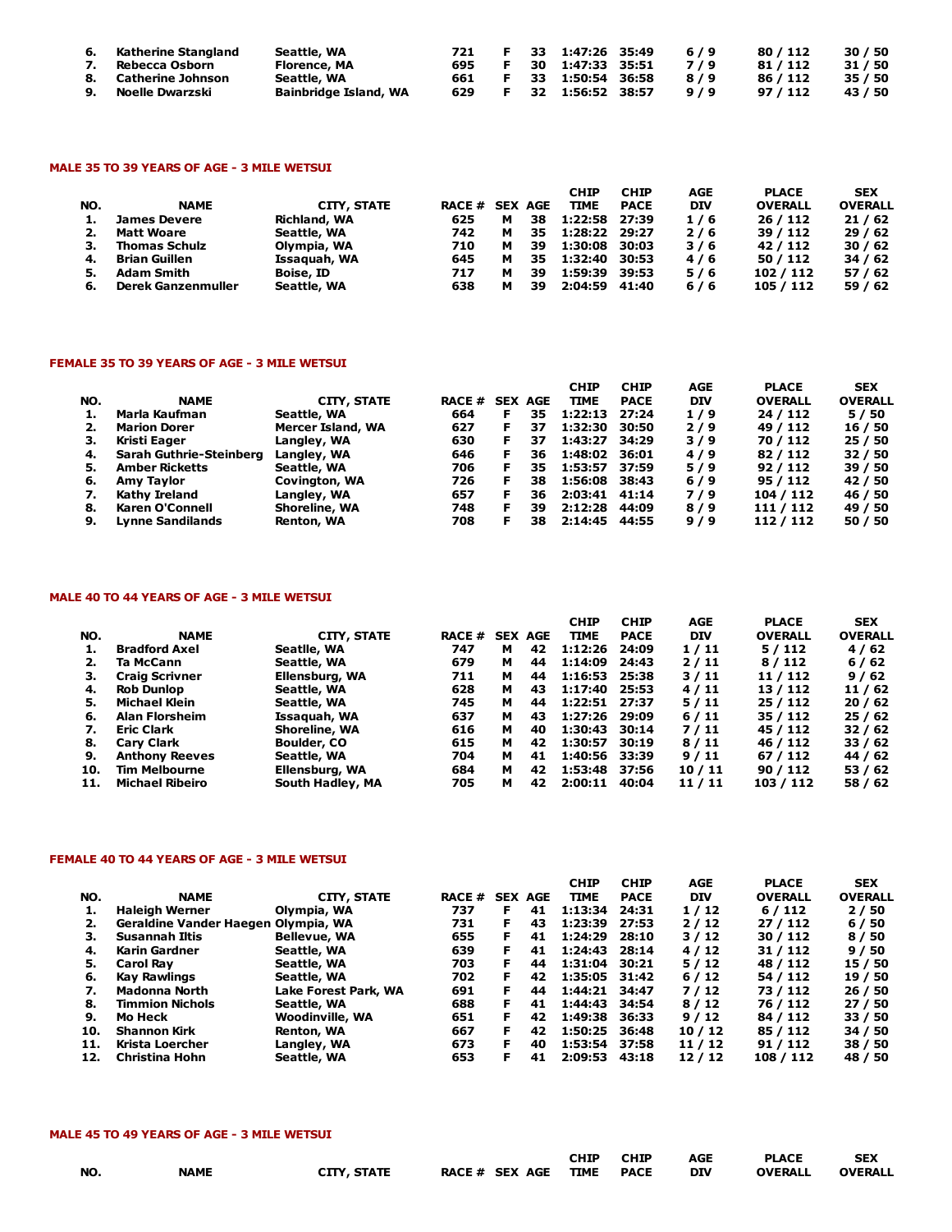| NO. | NAME | CITY, STATE | RACE # | SEX | AGE | CHIP TIME | CHIP PACE | AGE DIV | PLACE OVERALL | SEX OVERALL |
|---|---|---|---|---|---|---|---|---|---|---|
| 6. | Katherine Stangland | Seattle, WA | 721 | F | 33 | 1:47:26 | 35:49 | 6 / 9 | 80 / 112 | 30 / 50 |
| 7. | Rebecca Osborn | Florence, MA | 695 | F | 30 | 1:47:33 | 35:51 | 7 / 9 | 81 / 112 | 31 / 50 |
| 8. | Catherine Johnson | Seattle, WA | 661 | F | 33 | 1:50:54 | 36:58 | 8 / 9 | 86 / 112 | 35 / 50 |
| 9. | Noelle Dwarzski | Bainbridge Island, WA | 629 | F | 32 | 1:56:52 | 38:57 | 9 / 9 | 97 / 112 | 43 / 50 |

### MALE 35 TO 39 YEARS OF AGE - 3 MILE WETSUI

| NO. | NAME | CITY, STATE | RACE # | SEX | AGE | CHIP TIME | CHIP PACE | AGE DIV | PLACE OVERALL | SEX OVERALL |
|---|---|---|---|---|---|---|---|---|---|---|
| 1. | James Devere | Richland, WA | 625 | M | 38 | 1:22:58 | 27:39 | 1 / 6 | 26 / 112 | 21 / 62 |
| 2. | Matt Woare | Seattle, WA | 742 | M | 35 | 1:28:22 | 29:27 | 2 / 6 | 39 / 112 | 29 / 62 |
| 3. | Thomas Schulz | Olympia, WA | 710 | M | 39 | 1:30:08 | 30:03 | 3 / 6 | 42 / 112 | 30 / 62 |
| 4. | Brian Guillen | Issaquah, WA | 645 | M | 35 | 1:32:40 | 30:53 | 4 / 6 | 50 / 112 | 34 / 62 |
| 5. | Adam Smith | Boise, ID | 717 | M | 39 | 1:59:39 | 39:53 | 5 / 6 | 102 / 112 | 57 / 62 |
| 6. | Derek Ganzenmuller | Seattle, WA | 638 | M | 39 | 2:04:59 | 41:40 | 6 / 6 | 105 / 112 | 59 / 62 |

### FEMALE 35 TO 39 YEARS OF AGE - 3 MILE WETSUI

| NO. | NAME | CITY, STATE | RACE # | SEX | AGE | CHIP TIME | CHIP PACE | AGE DIV | PLACE OVERALL | SEX OVERALL |
|---|---|---|---|---|---|---|---|---|---|---|
| 1. | Marla Kaufman | Seattle, WA | 664 | F | 35 | 1:22:13 | 27:24 | 1 / 9 | 24 / 112 | 5 / 50 |
| 2. | Marion Dorer | Mercer Island, WA | 627 | F | 37 | 1:32:30 | 30:50 | 2 / 9 | 49 / 112 | 16 / 50 |
| 3. | Kristi Eager | Langley, WA | 630 | F | 37 | 1:43:27 | 34:29 | 3 / 9 | 70 / 112 | 25 / 50 |
| 4. | Sarah Guthrie-Steinberg | Langley, WA | 646 | F | 36 | 1:48:02 | 36:01 | 4 / 9 | 82 / 112 | 32 / 50 |
| 5. | Amber Ricketts | Seattle, WA | 706 | F | 35 | 1:53:57 | 37:59 | 5 / 9 | 92 / 112 | 39 / 50 |
| 6. | Amy Taylor | Covington, WA | 726 | F | 38 | 1:56:08 | 38:43 | 6 / 9 | 95 / 112 | 42 / 50 |
| 7. | Kathy Ireland | Langley, WA | 657 | F | 36 | 2:03:41 | 41:14 | 7 / 9 | 104 / 112 | 46 / 50 |
| 8. | Karen O'Connell | Shoreline, WA | 748 | F | 39 | 2:12:28 | 44:09 | 8 / 9 | 111 / 112 | 49 / 50 |
| 9. | Lynne Sandilands | Renton, WA | 708 | F | 38 | 2:14:45 | 44:55 | 9 / 9 | 112 / 112 | 50 / 50 |

### MALE 40 TO 44 YEARS OF AGE - 3 MILE WETSUI

| NO. | NAME | CITY, STATE | RACE # | SEX | AGE | CHIP TIME | CHIP PACE | AGE DIV | PLACE OVERALL | SEX OVERALL |
|---|---|---|---|---|---|---|---|---|---|---|
| 1. | Bradford Axel | Seatlle, WA | 747 | M | 42 | 1:12:26 | 24:09 | 1 / 11 | 5 / 112 | 4 / 62 |
| 2. | Ta McCann | Seattle, WA | 679 | M | 44 | 1:14:09 | 24:43 | 2 / 11 | 8 / 112 | 6 / 62 |
| 3. | Craig Scrivner | Ellensburg, WA | 711 | M | 44 | 1:16:53 | 25:38 | 3 / 11 | 11 / 112 | 9 / 62 |
| 4. | Rob Dunlop | Seattle, WA | 628 | M | 43 | 1:17:40 | 25:53 | 4 / 11 | 13 / 112 | 11 / 62 |
| 5. | Michael Klein | Seattle, WA | 745 | M | 44 | 1:22:51 | 27:37 | 5 / 11 | 25 / 112 | 20 / 62 |
| 6. | Alan Florsheim | Issaquah, WA | 637 | M | 43 | 1:27:26 | 29:09 | 6 / 11 | 35 / 112 | 25 / 62 |
| 7. | Eric Clark | Shoreline, WA | 616 | M | 40 | 1:30:43 | 30:14 | 7 / 11 | 45 / 112 | 32 / 62 |
| 8. | Cary Clark | Boulder, CO | 615 | M | 42 | 1:30:57 | 30:19 | 8 / 11 | 46 / 112 | 33 / 62 |
| 9. | Anthony Reeves | Seattle, WA | 704 | M | 41 | 1:40:56 | 33:39 | 9 / 11 | 67 / 112 | 44 / 62 |
| 10. | Tim Melbourne | Ellensburg, WA | 684 | M | 42 | 1:53:48 | 37:56 | 10 / 11 | 90 / 112 | 53 / 62 |
| 11. | Michael Ribeiro | South Hadley, MA | 705 | M | 42 | 2:00:11 | 40:04 | 11 / 11 | 103 / 112 | 58 / 62 |

### FEMALE 40 TO 44 YEARS OF AGE - 3 MILE WETSUI

| NO. | NAME | CITY, STATE | RACE # | SEX | AGE | CHIP TIME | CHIP PACE | AGE DIV | PLACE OVERALL | SEX OVERALL |
|---|---|---|---|---|---|---|---|---|---|---|
| 1. | Haleigh Werner | Olympia, WA | 737 | F | 41 | 1:13:34 | 24:31 | 1 / 12 | 6 / 112 | 2 / 50 |
| 2. | Geraldine Vander Haegen | Olympia, WA | 731 | F | 43 | 1:23:39 | 27:53 | 2 / 12 | 27 / 112 | 6 / 50 |
| 3. | Susannah Iltis | Bellevue, WA | 655 | F | 41 | 1:24:29 | 28:10 | 3 / 12 | 30 / 112 | 8 / 50 |
| 4. | Karin Gardner | Seattle, WA | 639 | F | 41 | 1:24:43 | 28:14 | 4 / 12 | 31 / 112 | 9 / 50 |
| 5. | Carol Ray | Seattle, WA | 703 | F | 44 | 1:31:04 | 30:21 | 5 / 12 | 48 / 112 | 15 / 50 |
| 6. | Kay Rawlings | Seattle, WA | 702 | F | 42 | 1:35:05 | 31:42 | 6 / 12 | 54 / 112 | 19 / 50 |
| 7. | Madonna North | Lake Forest Park, WA | 691 | F | 44 | 1:44:21 | 34:47 | 7 / 12 | 73 / 112 | 26 / 50 |
| 8. | Timmion Nichols | Seattle, WA | 688 | F | 41 | 1:44:43 | 34:54 | 8 / 12 | 76 / 112 | 27 / 50 |
| 9. | Mo Heck | Woodinville, WA | 651 | F | 42 | 1:49:38 | 36:33 | 9 / 12 | 84 / 112 | 33 / 50 |
| 10. | Shannon Kirk | Renton, WA | 667 | F | 42 | 1:50:25 | 36:48 | 10 / 12 | 85 / 112 | 34 / 50 |
| 11. | Krista Loercher | Langley, WA | 673 | F | 40 | 1:53:54 | 37:58 | 11 / 12 | 91 / 112 | 38 / 50 |
| 12. | Christina Hohn | Seattle, WA | 653 | F | 41 | 2:09:53 | 43:18 | 12 / 12 | 108 / 112 | 48 / 50 |

### MALE 45 TO 49 YEARS OF AGE - 3 MILE WETSUI

| NO. | NAME | CITY, STATE | RACE # | SEX | AGE | CHIP TIME | CHIP PACE | AGE DIV | PLACE OVERALL | SEX OVERALL |
|---|---|---|---|---|---|---|---|---|---|---|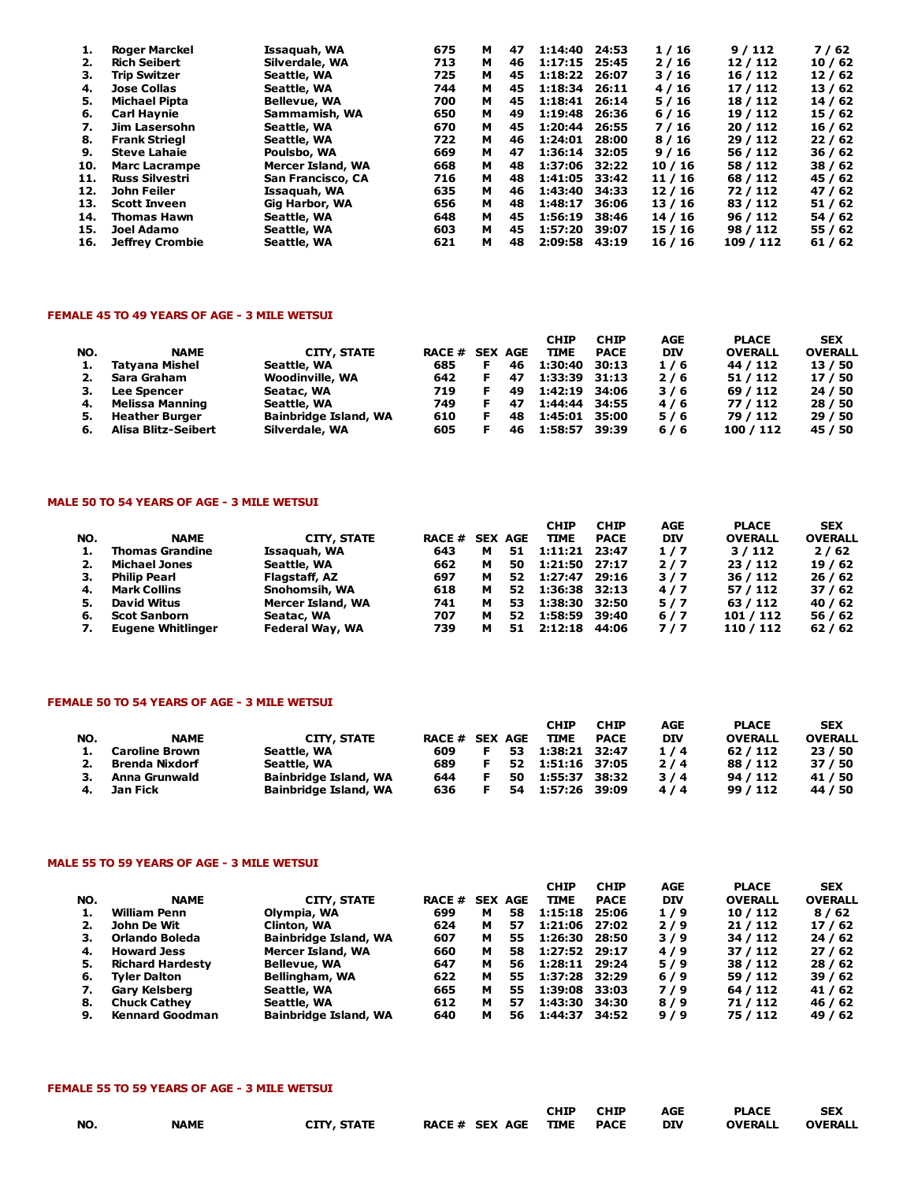| NO. | NAME | CITY, STATE | RACE # | SEX | AGE | CHIP TIME | CHIP PACE | AGE DIV | PLACE OVERALL | SEX OVERALL |
|---|---|---|---|---|---|---|---|---|---|---|
| 1. | Roger Marckel | Issaquah, WA | 675 | M | 47 | 1:14:40 | 24:53 | 1 / 16 | 9 / 112 | 7 / 62 |
| 2. | Rich Seibert | Silverdale, WA | 713 | M | 46 | 1:17:15 | 25:45 | 2 / 16 | 12 / 112 | 10 / 62 |
| 3. | Trip Switzer | Seattle, WA | 725 | M | 45 | 1:18:22 | 26:07 | 3 / 16 | 16 / 112 | 12 / 62 |
| 4. | Jose Collas | Seattle, WA | 744 | M | 45 | 1:18:34 | 26:11 | 4 / 16 | 17 / 112 | 13 / 62 |
| 5. | Michael Pipta | Bellevue, WA | 700 | M | 45 | 1:18:41 | 26:14 | 5 / 16 | 18 / 112 | 14 / 62 |
| 6. | Carl Haynie | Sammamish, WA | 650 | M | 49 | 1:19:48 | 26:36 | 6 / 16 | 19 / 112 | 15 / 62 |
| 7. | Jim Lasersohn | Seattle, WA | 670 | M | 45 | 1:20:44 | 26:55 | 7 / 16 | 20 / 112 | 16 / 62 |
| 8. | Frank Striegl | Seattle, WA | 722 | M | 46 | 1:24:01 | 28:00 | 8 / 16 | 29 / 112 | 22 / 62 |
| 9. | Steve Lahaie | Poulsbo, WA | 669 | M | 47 | 1:36:14 | 32:05 | 9 / 16 | 56 / 112 | 36 / 62 |
| 10. | Marc Lacrampe | Mercer Island, WA | 668 | M | 48 | 1:37:06 | 32:22 | 10 / 16 | 58 / 112 | 38 / 62 |
| 11. | Russ Silvestri | San Francisco, CA | 716 | M | 48 | 1:41:05 | 33:42 | 11 / 16 | 68 / 112 | 45 / 62 |
| 12. | John Feiler | Issaquah, WA | 635 | M | 46 | 1:43:40 | 34:33 | 12 / 16 | 72 / 112 | 47 / 62 |
| 13. | Scott Inveen | Gig Harbor, WA | 656 | M | 48 | 1:48:17 | 36:06 | 13 / 16 | 83 / 112 | 51 / 62 |
| 14. | Thomas Hawn | Seattle, WA | 648 | M | 45 | 1:56:19 | 38:46 | 14 / 16 | 96 / 112 | 54 / 62 |
| 15. | Joel Adamo | Seattle, WA | 603 | M | 45 | 1:57:20 | 39:07 | 15 / 16 | 98 / 112 | 55 / 62 |
| 16. | Jeffrey Crombie | Seattle, WA | 621 | M | 48 | 2:09:58 | 43:19 | 16 / 16 | 109 / 112 | 61 / 62 |

#### FEMALE 45 TO 49 YEARS OF AGE - 3 MILE WETSUI

| NO. | NAME | CITY, STATE | RACE # | SEX | AGE | CHIP TIME | CHIP PACE | AGE DIV | PLACE OVERALL | SEX OVERALL |
|---|---|---|---|---|---|---|---|---|---|---|
| 1. | Tatyana Mishel | Seattle, WA | 685 | F | 46 | 1:30:40 | 30:13 | 1 / 6 | 44 / 112 | 13 / 50 |
| 2. | Sara Graham | Woodinville, WA | 642 | F | 47 | 1:33:39 | 31:13 | 2 / 6 | 51 / 112 | 17 / 50 |
| 3. | Lee Spencer | Seatac, WA | 719 | F | 49 | 1:42:19 | 34:06 | 3 / 6 | 69 / 112 | 24 / 50 |
| 4. | Melissa Manning | Seattle, WA | 749 | F | 47 | 1:44:44 | 34:55 | 4 / 6 | 77 / 112 | 28 / 50 |
| 5. | Heather Burger | Bainbridge Island, WA | 610 | F | 48 | 1:45:01 | 35:00 | 5 / 6 | 79 / 112 | 29 / 50 |
| 6. | Alisa Blitz-Seibert | Silverdale, WA | 605 | F | 46 | 1:58:57 | 39:39 | 6 / 6 | 100 / 112 | 45 / 50 |

#### MALE 50 TO 54 YEARS OF AGE - 3 MILE WETSUI

| NO. | NAME | CITY, STATE | RACE # | SEX | AGE | CHIP TIME | CHIP PACE | AGE DIV | PLACE OVERALL | SEX OVERALL |
|---|---|---|---|---|---|---|---|---|---|---|
| 1. | Thomas Grandine | Issaquah, WA | 643 | M | 51 | 1:11:21 | 23:47 | 1 / 7 | 3 / 112 | 2 / 62 |
| 2. | Michael Jones | Seattle, WA | 662 | M | 50 | 1:21:50 | 27:17 | 2 / 7 | 23 / 112 | 19 / 62 |
| 3. | Philip Pearl | Flagstaff, AZ | 697 | M | 52 | 1:27:47 | 29:16 | 3 / 7 | 36 / 112 | 26 / 62 |
| 4. | Mark Collins | Snohomsih, WA | 618 | M | 52 | 1:36:38 | 32:13 | 4 / 7 | 57 / 112 | 37 / 62 |
| 5. | David Witus | Mercer Island, WA | 741 | M | 53 | 1:38:30 | 32:50 | 5 / 7 | 63 / 112 | 40 / 62 |
| 6. | Scot Sanborn | Seatac, WA | 707 | M | 52 | 1:58:59 | 39:40 | 6 / 7 | 101 / 112 | 56 / 62 |
| 7. | Eugene Whitlinger | Federal Way, WA | 739 | M | 51 | 2:12:18 | 44:06 | 7 / 7 | 110 / 112 | 62 / 62 |

#### FEMALE 50 TO 54 YEARS OF AGE - 3 MILE WETSUI

| NO. | NAME | CITY, STATE | RACE # | SEX | AGE | CHIP TIME | CHIP PACE | AGE DIV | PLACE OVERALL | SEX OVERALL |
|---|---|---|---|---|---|---|---|---|---|---|
| 1. | Caroline Brown | Seattle, WA | 609 | F | 53 | 1:38:21 | 32:47 | 1 / 4 | 62 / 112 | 23 / 50 |
| 2. | Brenda Nixdorf | Seattle, WA | 689 | F | 52 | 1:51:16 | 37:05 | 2 / 4 | 88 / 112 | 37 / 50 |
| 3. | Anna Grunwald | Bainbridge Island, WA | 644 | F | 50 | 1:55:37 | 38:32 | 3 / 4 | 94 / 112 | 41 / 50 |
| 4. | Jan Fick | Bainbridge Island, WA | 636 | F | 54 | 1:57:26 | 39:09 | 4 / 4 | 99 / 112 | 44 / 50 |

#### MALE 55 TO 59 YEARS OF AGE - 3 MILE WETSUI

| NO. | NAME | CITY, STATE | RACE # | SEX | AGE | CHIP TIME | CHIP PACE | AGE DIV | PLACE OVERALL | SEX OVERALL |
|---|---|---|---|---|---|---|---|---|---|---|
| 1. | William Penn | Olympia, WA | 699 | M | 58 | 1:15:18 | 25:06 | 1 / 9 | 10 / 112 | 8 / 62 |
| 2. | John De Wit | Clinton, WA | 624 | M | 57 | 1:21:06 | 27:02 | 2 / 9 | 21 / 112 | 17 / 62 |
| 3. | Orlando Boleda | Bainbridge Island, WA | 607 | M | 55 | 1:26:30 | 28:50 | 3 / 9 | 34 / 112 | 24 / 62 |
| 4. | Howard Jess | Mercer Island, WA | 660 | M | 58 | 1:27:52 | 29:17 | 4 / 9 | 37 / 112 | 27 / 62 |
| 5. | Richard Hardesty | Bellevue, WA | 647 | M | 56 | 1:28:11 | 29:24 | 5 / 9 | 38 / 112 | 28 / 62 |
| 6. | Tyler Dalton | Bellingham, WA | 622 | M | 55 | 1:37:28 | 32:29 | 6 / 9 | 59 / 112 | 39 / 62 |
| 7. | Gary Kelsberg | Seattle, WA | 665 | M | 55 | 1:39:08 | 33:03 | 7 / 9 | 64 / 112 | 41 / 62 |
| 8. | Chuck Cathey | Seattle, WA | 612 | M | 57 | 1:43:30 | 34:30 | 8 / 9 | 71 / 112 | 46 / 62 |
| 9. | Kennard Goodman | Bainbridge Island, WA | 640 | M | 56 | 1:44:37 | 34:52 | 9 / 9 | 75 / 112 | 49 / 62 |

#### FEMALE 55 TO 59 YEARS OF AGE - 3 MILE WETSUI

| NO. | NAME | CITY, STATE | RACE # | SEX | AGE | CHIP TIME | CHIP PACE | AGE DIV | PLACE OVERALL | SEX OVERALL |
|---|---|---|---|---|---|---|---|---|---|---|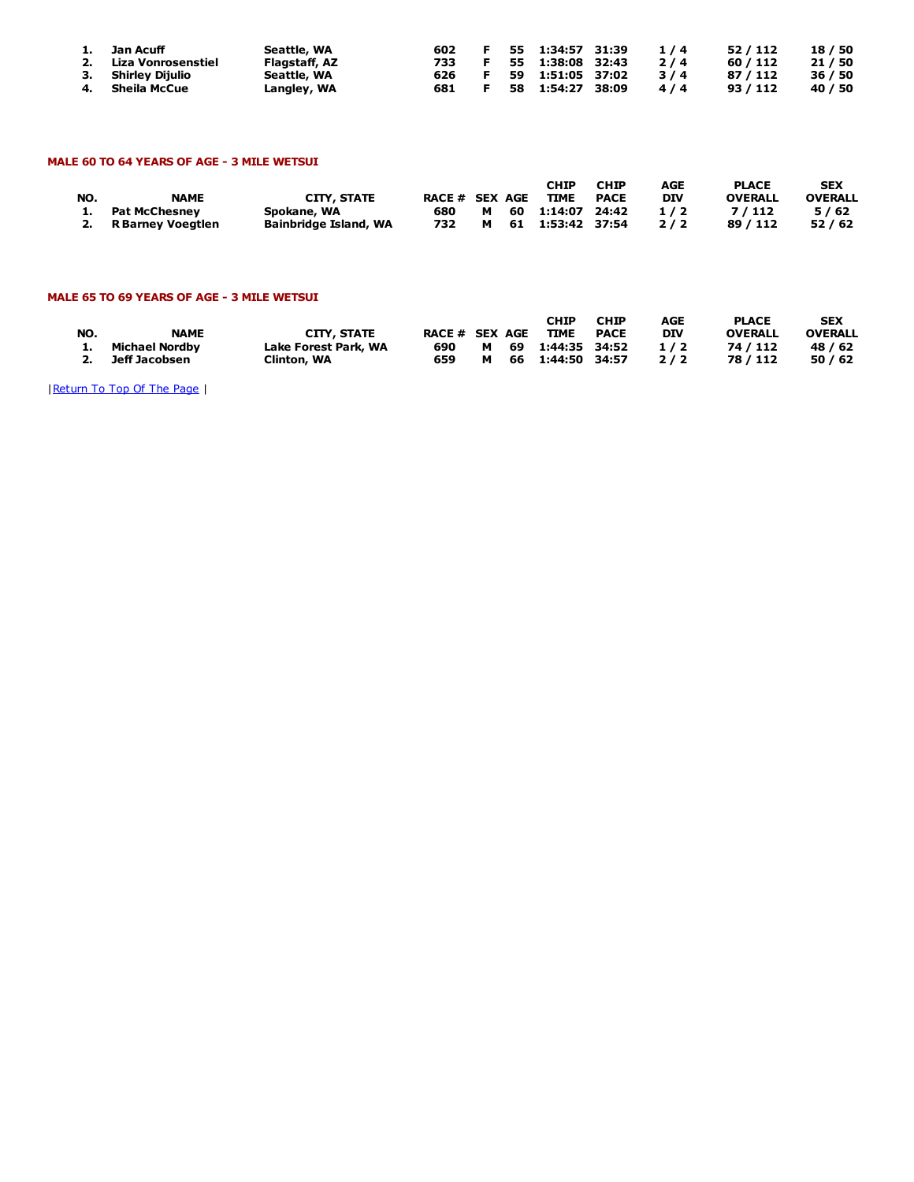| NO. | NAME | CITY, STATE | RACE # | SEX | AGE | CHIP TIME | CHIP PACE | AGE DIV | PLACE OVERALL | SEX OVERALL |
|---|---|---|---|---|---|---|---|---|---|---|
| 1. | Jan Acuff | Seattle, WA | 602 | F | 55 | 1:34:57 | 31:39 | 1 / 4 | 52 / 112 | 18 / 50 |
| 2. | Liza Vonrosenstiel | Flagstaff, AZ | 733 | F | 55 | 1:38:08 | 32:43 | 2 / 4 | 60 / 112 | 21 / 50 |
| 3. | Shirley Dijulio | Seattle, WA | 626 | F | 59 | 1:51:05 | 37:02 | 3 / 4 | 87 / 112 | 36 / 50 |
| 4. | Sheila McCue | Langley, WA | 681 | F | 58 | 1:54:27 | 38:09 | 4 / 4 | 93 / 112 | 40 / 50 |

**MALE 60 TO 64 YEARS OF AGE - 3 MILE WETSUI**

| NO. | NAME | CITY, STATE | RACE # | SEX | AGE | CHIP TIME | CHIP PACE | AGE DIV | PLACE OVERALL | SEX OVERALL |
|---|---|---|---|---|---|---|---|---|---|---|
| 1. | Pat McChesney | Spokane, WA | 680 | M | 60 | 1:14:07 | 24:42 | 1 / 2 | 7 / 112 | 5 / 62 |
| 2. | R Barney Voegtlen | Bainbridge Island, WA | 732 | M | 61 | 1:53:42 | 37:54 | 2 / 2 | 89 / 112 | 52 / 62 |

**MALE 65 TO 69 YEARS OF AGE - 3 MILE WETSUI**

| NO. | NAME | CITY, STATE | RACE # | SEX | AGE | CHIP TIME | CHIP PACE | AGE DIV | PLACE OVERALL | SEX OVERALL |
|---|---|---|---|---|---|---|---|---|---|---|
| 1. | Michael Nordby | Lake Forest Park, WA | 690 | M | 69 | 1:44:35 | 34:52 | 1 / 2 | 74 / 112 | 48 / 62 |
| 2. | Jeff Jacobsen | Clinton, WA | 659 | M | 66 | 1:44:50 | 34:57 | 2 / 2 | 78 / 112 | 50 / 62 |

| Return To Top Of The Page |